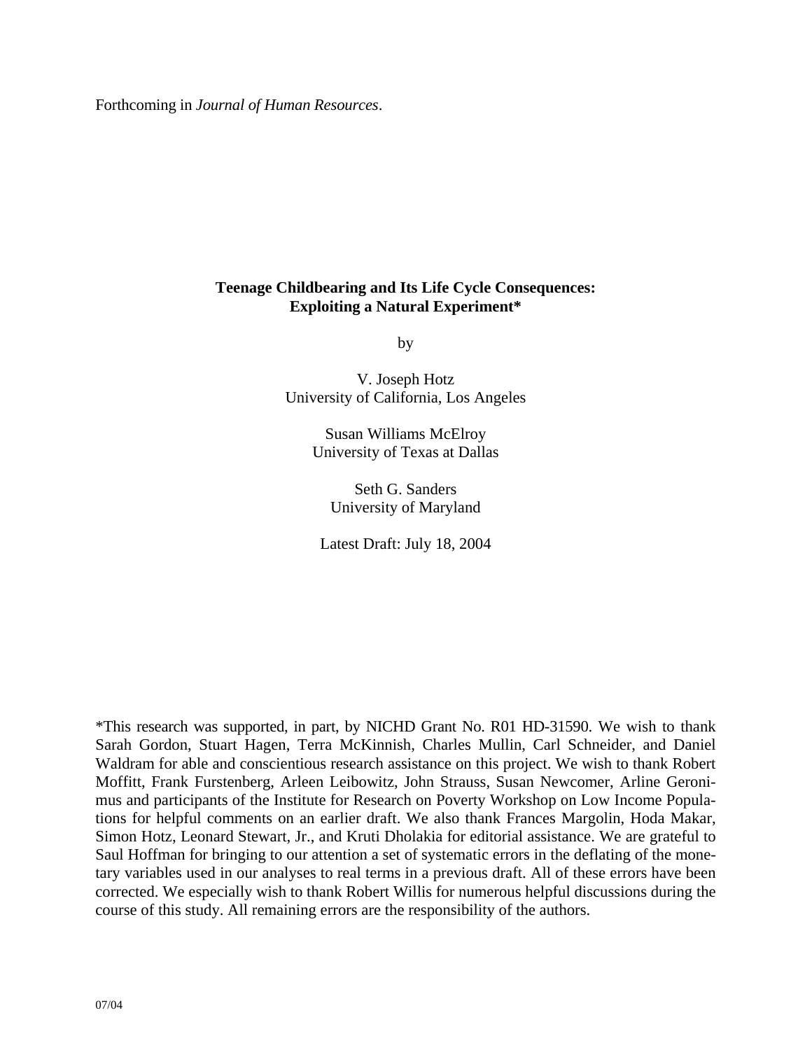Forthcoming in *Journal of Human Resources*.

# Teenage Childbearing and Its Life Cycle Consequences: Exploiting a Natural Experiment*

by

V. Joseph Hotz
University of California, Los Angeles

Susan Williams McElroy
University of Texas at Dallas

Seth G. Sanders
University of Maryland

Latest Draft: July 18, 2004

*This research was supported, in part, by NICHD Grant No. R01 HD-31590. We wish to thank Sarah Gordon, Stuart Hagen, Terra McKinnish, Charles Mullin, Carl Schneider, and Daniel Waldram for able and conscientious research assistance on this project. We wish to thank Robert Moffitt, Frank Furstenberg, Arleen Leibowitz, John Strauss, Susan Newcomer, Arline Geronimus and participants of the Institute for Research on Poverty Workshop on Low Income Populations for helpful comments on an earlier draft. We also thank Frances Margolin, Hoda Makar, Simon Hotz, Leonard Stewart, Jr., and Kruti Dholakia for editorial assistance. We are grateful to Saul Hoffman for bringing to our attention a set of systematic errors in the deflating of the monetary variables used in our analyses to real terms in a previous draft. All of these errors have been corrected. We especially wish to thank Robert Willis for numerous helpful discussions during the course of this study. All remaining errors are the responsibility of the authors.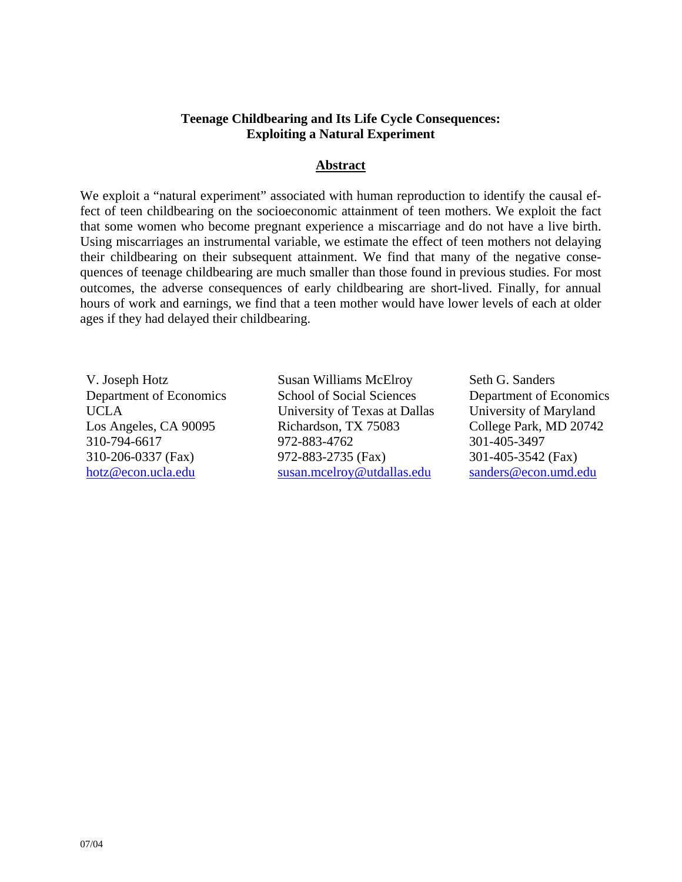**Teenage Childbearing and Its Life Cycle Consequences: Exploiting a Natural Experiment**

## Abstract

We exploit a "natural experiment" associated with human reproduction to identify the causal effect of teen childbearing on the socioeconomic attainment of teen mothers. We exploit the fact that some women who become pregnant experience a miscarriage and do not have a live birth. Using miscarriages an instrumental variable, we estimate the effect of teen mothers not delaying their childbearing on their subsequent attainment. We find that many of the negative consequences of teenage childbearing are much smaller than those found in previous studies. For most outcomes, the adverse consequences of early childbearing are short-lived. Finally, for annual hours of work and earnings, we find that a teen mother would have lower levels of each at older ages if they had delayed their childbearing.

V. Joseph Hotz
Department of Economics
UCLA
Los Angeles, CA 90095
310-794-6617
310-206-0337 (Fax)
hotz@econ.ucla.edu

Susan Williams McElroy
School of Social Sciences
University of Texas at Dallas
Richardson, TX 75083
972-883-4762
972-883-2735 (Fax)
susan.mcelroy@utdallas.edu

Seth G. Sanders
Department of Economics
University of Maryland
College Park, MD 20742
301-405-3497
301-405-3542 (Fax)
sanders@econ.umd.edu

07/04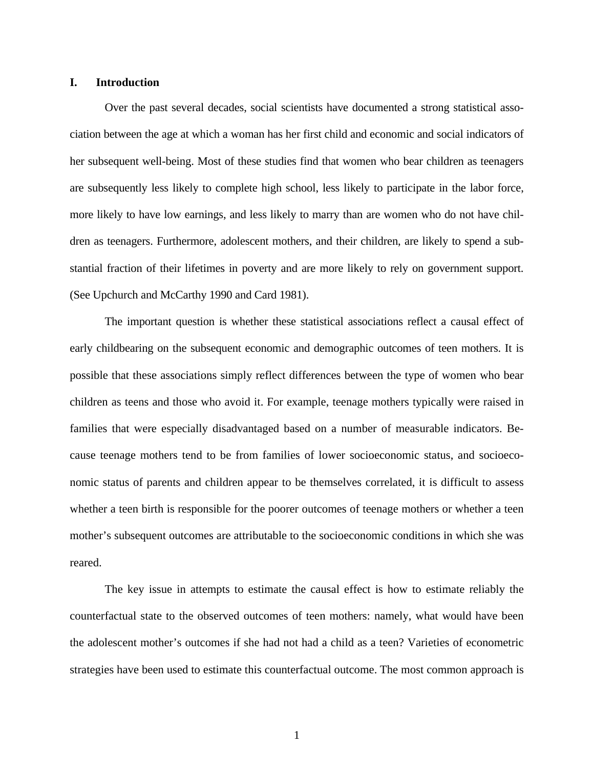## I. Introduction

Over the past several decades, social scientists have documented a strong statistical association between the age at which a woman has her first child and economic and social indicators of her subsequent well-being. Most of these studies find that women who bear children as teenagers are subsequently less likely to complete high school, less likely to participate in the labor force, more likely to have low earnings, and less likely to marry than are women who do not have children as teenagers. Furthermore, adolescent mothers, and their children, are likely to spend a substantial fraction of their lifetimes in poverty and are more likely to rely on government support. (See Upchurch and McCarthy 1990 and Card 1981).

The important question is whether these statistical associations reflect a causal effect of early childbearing on the subsequent economic and demographic outcomes of teen mothers. It is possible that these associations simply reflect differences between the type of women who bear children as teens and those who avoid it. For example, teenage mothers typically were raised in families that were especially disadvantaged based on a number of measurable indicators. Because teenage mothers tend to be from families of lower socioeconomic status, and socioeconomic status of parents and children appear to be themselves correlated, it is difficult to assess whether a teen birth is responsible for the poorer outcomes of teenage mothers or whether a teen mother's subsequent outcomes are attributable to the socioeconomic conditions in which she was reared.

The key issue in attempts to estimate the causal effect is how to estimate reliably the counterfactual state to the observed outcomes of teen mothers: namely, what would have been the adolescent mother's outcomes if she had not had a child as a teen? Varieties of econometric strategies have been used to estimate this counterfactual outcome. The most common approach is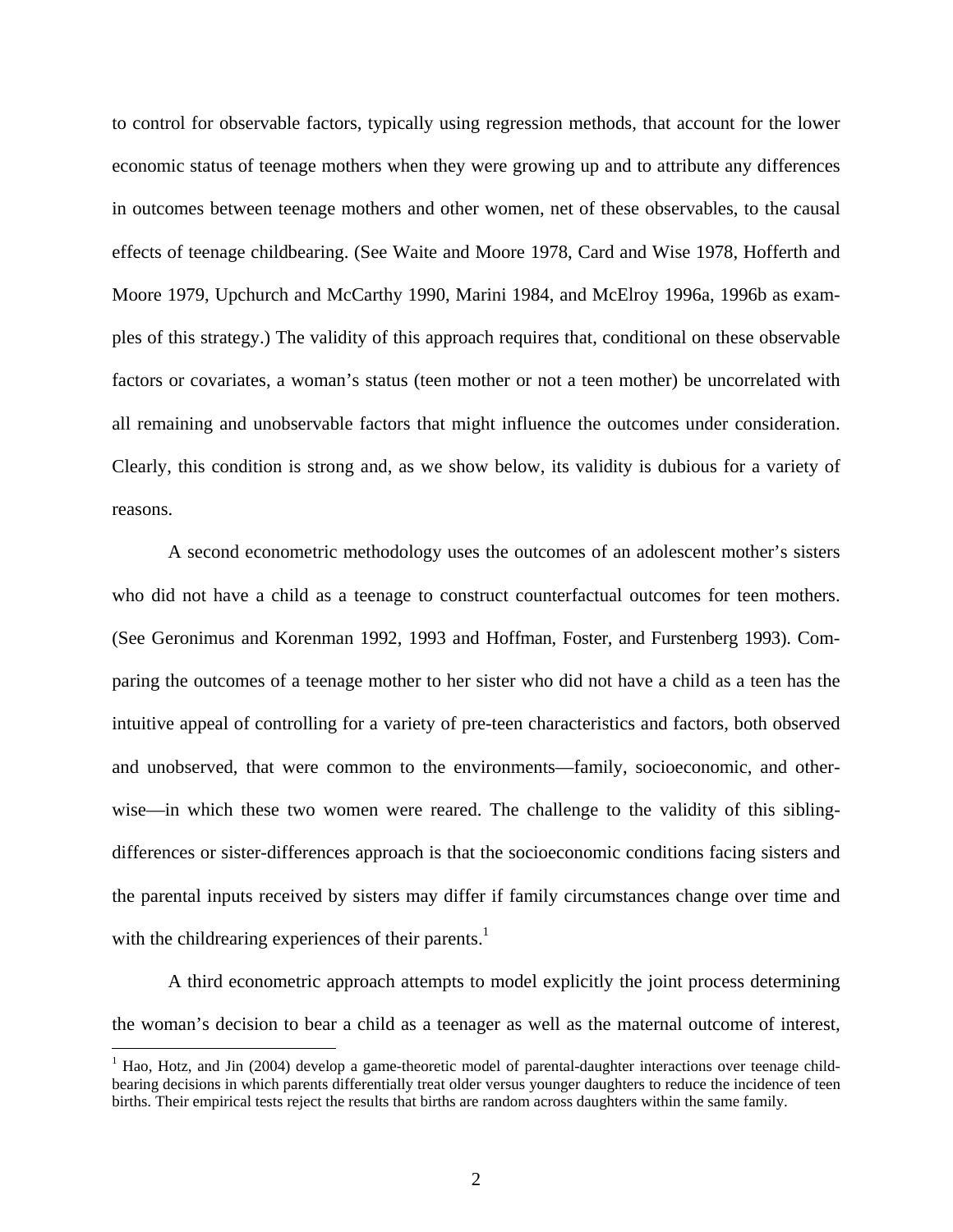to control for observable factors, typically using regression methods, that account for the lower economic status of teenage mothers when they were growing up and to attribute any differences in outcomes between teenage mothers and other women, net of these observables, to the causal effects of teenage childbearing. (See Waite and Moore 1978, Card and Wise 1978, Hofferth and Moore 1979, Upchurch and McCarthy 1990, Marini 1984, and McElroy 1996a, 1996b as examples of this strategy.) The validity of this approach requires that, conditional on these observable factors or covariates, a woman's status (teen mother or not a teen mother) be uncorrelated with all remaining and unobservable factors that might influence the outcomes under consideration. Clearly, this condition is strong and, as we show below, its validity is dubious for a variety of reasons.

A second econometric methodology uses the outcomes of an adolescent mother's sisters who did not have a child as a teenage to construct counterfactual outcomes for teen mothers. (See Geronimus and Korenman 1992, 1993 and Hoffman, Foster, and Furstenberg 1993). Comparing the outcomes of a teenage mother to her sister who did not have a child as a teen has the intuitive appeal of controlling for a variety of pre-teen characteristics and factors, both observed and unobserved, that were common to the environments—family, socioeconomic, and otherwise—in which these two women were reared. The challenge to the validity of this sibling-differences or sister-differences approach is that the socioeconomic conditions facing sisters and the parental inputs received by sisters may differ if family circumstances change over time and with the childrearing experiences of their parents.[1]

A third econometric approach attempts to model explicitly the joint process determining the woman's decision to bear a child as a teenager as well as the maternal outcome of interest,

[1] Hao, Hotz, and Jin (2004) develop a game-theoretic model of parental-daughter interactions over teenage childbearing decisions in which parents differentially treat older versus younger daughters to reduce the incidence of teen births. Their empirical tests reject the results that births are random across daughters within the same family.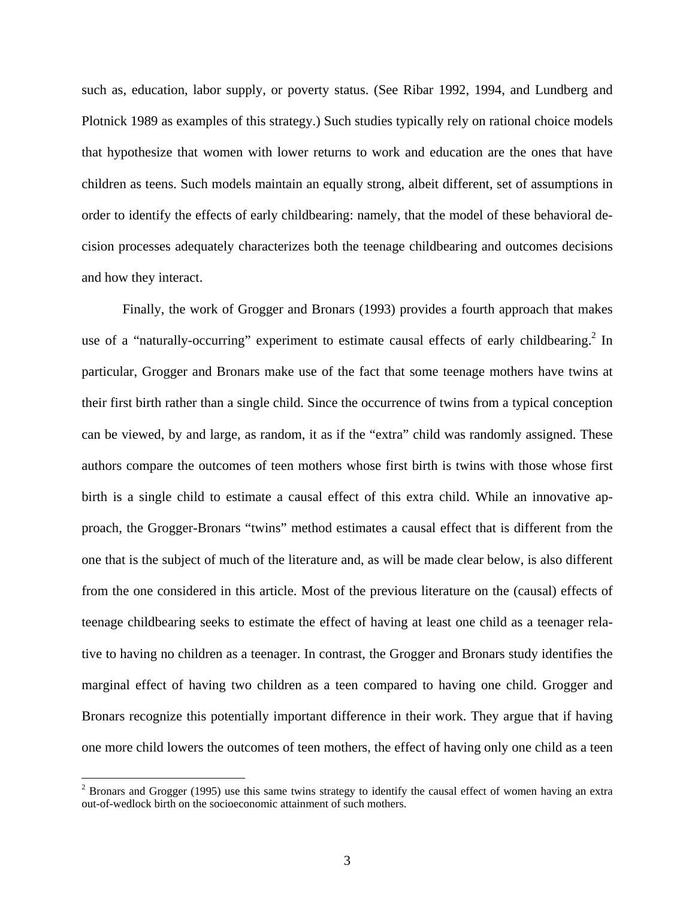such as, education, labor supply, or poverty status. (See Ribar 1992, 1994, and Lundberg and Plotnick 1989 as examples of this strategy.) Such studies typically rely on rational choice models that hypothesize that women with lower returns to work and education are the ones that have children as teens. Such models maintain an equally strong, albeit different, set of assumptions in order to identify the effects of early childbearing: namely, that the model of these behavioral decision processes adequately characterizes both the teenage childbearing and outcomes decisions and how they interact.

Finally, the work of Grogger and Bronars (1993) provides a fourth approach that makes use of a "naturally-occurring" experiment to estimate causal effects of early childbearing.[2] In particular, Grogger and Bronars make use of the fact that some teenage mothers have twins at their first birth rather than a single child. Since the occurrence of twins from a typical conception can be viewed, by and large, as random, it as if the "extra" child was randomly assigned. These authors compare the outcomes of teen mothers whose first birth is twins with those whose first birth is a single child to estimate a causal effect of this extra child. While an innovative approach, the Grogger-Bronars "twins" method estimates a causal effect that is different from the one that is the subject of much of the literature and, as will be made clear below, is also different from the one considered in this article. Most of the previous literature on the (causal) effects of teenage childbearing seeks to estimate the effect of having at least one child as a teenager relative to having no children as a teenager. In contrast, the Grogger and Bronars study identifies the marginal effect of having two children as a teen compared to having one child. Grogger and Bronars recognize this potentially important difference in their work. They argue that if having one more child lowers the outcomes of teen mothers, the effect of having only one child as a teen

[2] Bronars and Grogger (1995) use this same twins strategy to identify the causal effect of women having an extra out-of-wedlock birth on the socioeconomic attainment of such mothers.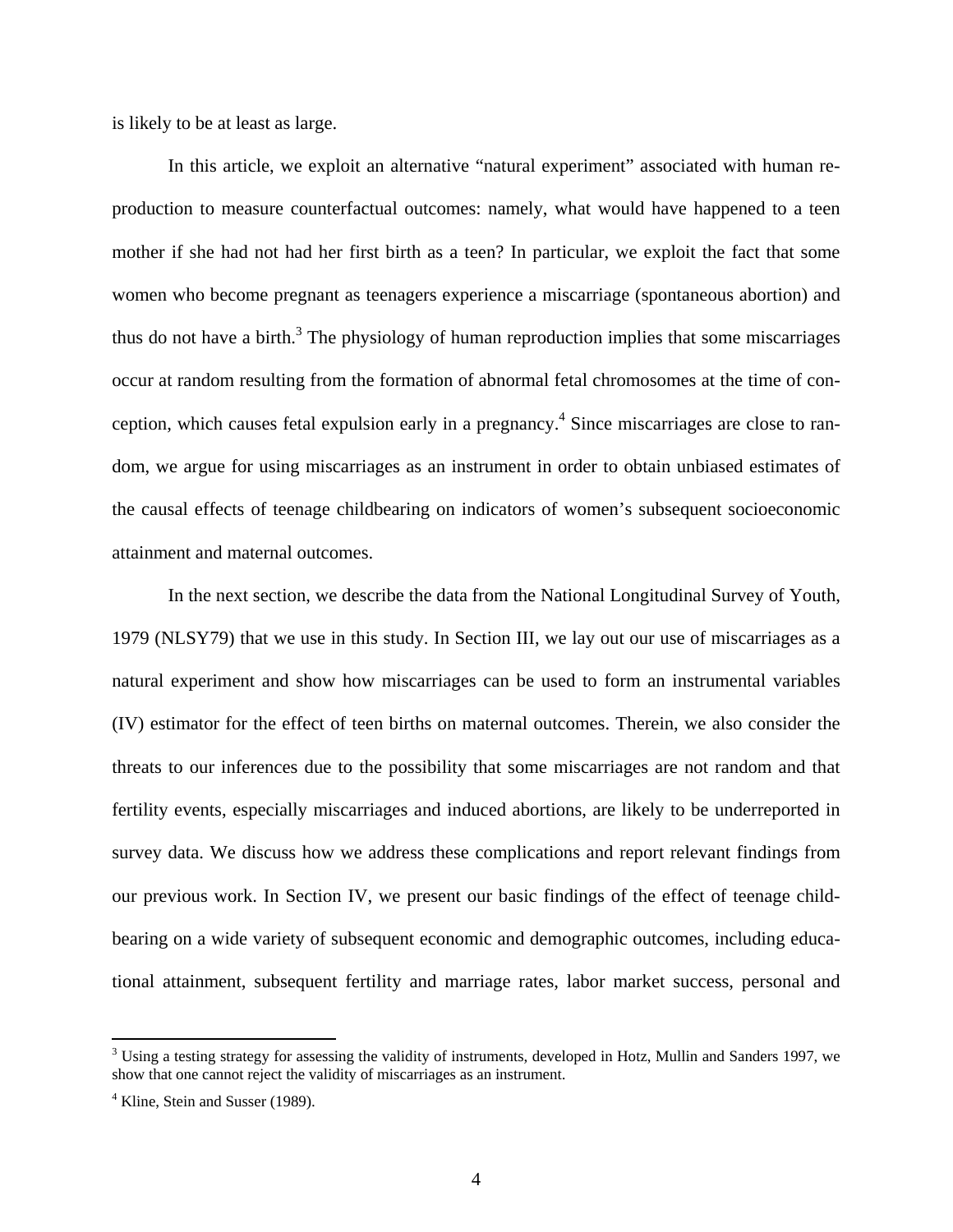is likely to be at least as large.

In this article, we exploit an alternative "natural experiment" associated with human reproduction to measure counterfactual outcomes: namely, what would have happened to a teen mother if she had not had her first birth as a teen? In particular, we exploit the fact that some women who become pregnant as teenagers experience a miscarriage (spontaneous abortion) and thus do not have a birth.[3] The physiology of human reproduction implies that some miscarriages occur at random resulting from the formation of abnormal fetal chromosomes at the time of conception, which causes fetal expulsion early in a pregnancy.[4] Since miscarriages are close to random, we argue for using miscarriages as an instrument in order to obtain unbiased estimates of the causal effects of teenage childbearing on indicators of women's subsequent socioeconomic attainment and maternal outcomes.

In the next section, we describe the data from the National Longitudinal Survey of Youth, 1979 (NLSY79) that we use in this study. In Section III, we lay out our use of miscarriages as a natural experiment and show how miscarriages can be used to form an instrumental variables (IV) estimator for the effect of teen births on maternal outcomes. Therein, we also consider the threats to our inferences due to the possibility that some miscarriages are not random and that fertility events, especially miscarriages and induced abortions, are likely to be underreported in survey data. We discuss how we address these complications and report relevant findings from our previous work. In Section IV, we present our basic findings of the effect of teenage childbearing on a wide variety of subsequent economic and demographic outcomes, including educational attainment, subsequent fertility and marriage rates, labor market success, personal and

---

[3] Using a testing strategy for assessing the validity of instruments, developed in Hotz, Mullin and Sanders 1997, we show that one cannot reject the validity of miscarriages as an instrument.

[4] Kline, Stein and Susser (1989).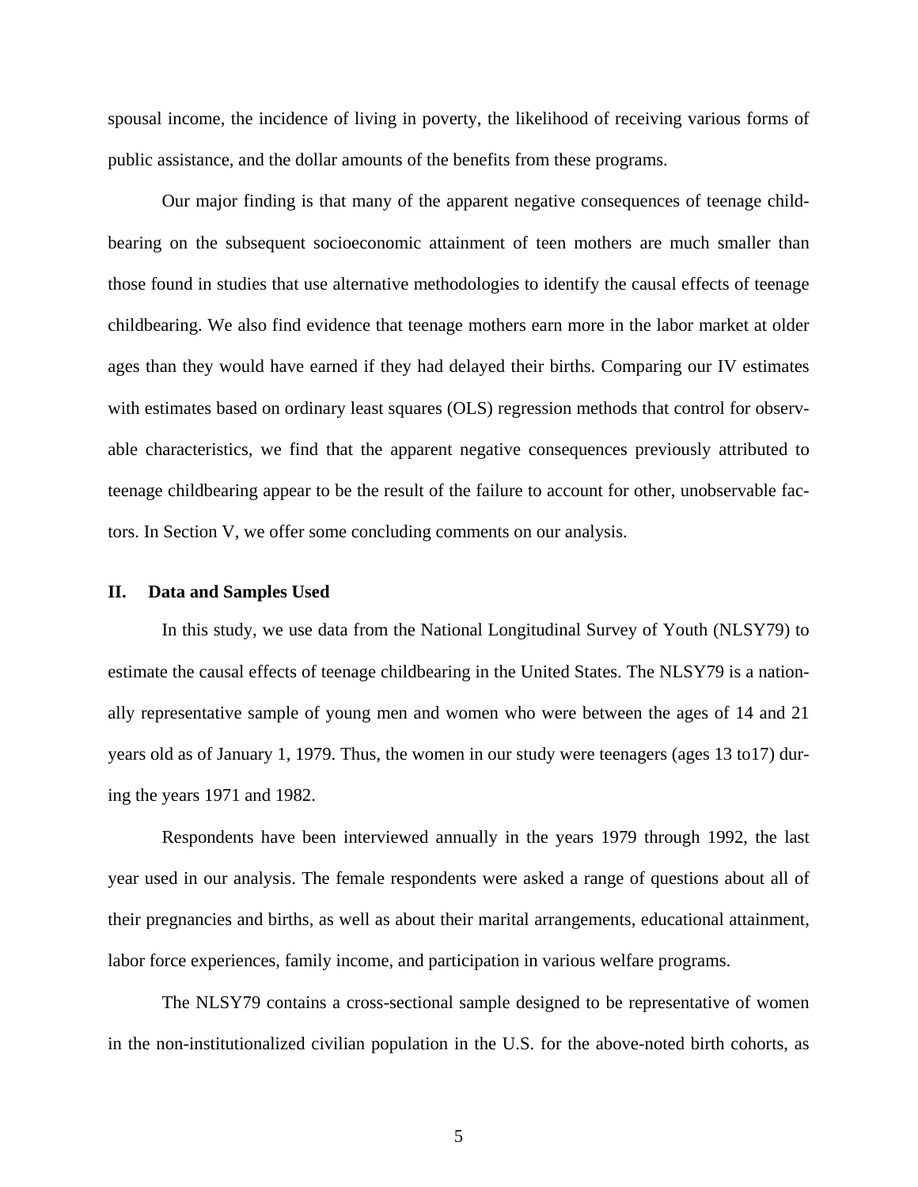spousal income, the incidence of living in poverty, the likelihood of receiving various forms of public assistance, and the dollar amounts of the benefits from these programs.

Our major finding is that many of the apparent negative consequences of teenage childbearing on the subsequent socioeconomic attainment of teen mothers are much smaller than those found in studies that use alternative methodologies to identify the causal effects of teenage childbearing. We also find evidence that teenage mothers earn more in the labor market at older ages than they would have earned if they had delayed their births. Comparing our IV estimates with estimates based on ordinary least squares (OLS) regression methods that control for observable characteristics, we find that the apparent negative consequences previously attributed to teenage childbearing appear to be the result of the failure to account for other, unobservable factors. In Section V, we offer some concluding comments on our analysis.

## II. Data and Samples Used

In this study, we use data from the National Longitudinal Survey of Youth (NLSY79) to estimate the causal effects of teenage childbearing in the United States. The NLSY79 is a nationally representative sample of young men and women who were between the ages of 14 and 21 years old as of January 1, 1979. Thus, the women in our study were teenagers (ages 13 to17) during the years 1971 and 1982.

Respondents have been interviewed annually in the years 1979 through 1992, the last year used in our analysis. The female respondents were asked a range of questions about all of their pregnancies and births, as well as about their marital arrangements, educational attainment, labor force experiences, family income, and participation in various welfare programs.

The NLSY79 contains a cross-sectional sample designed to be representative of women in the non-institutionalized civilian population in the U.S. for the above-noted birth cohorts, as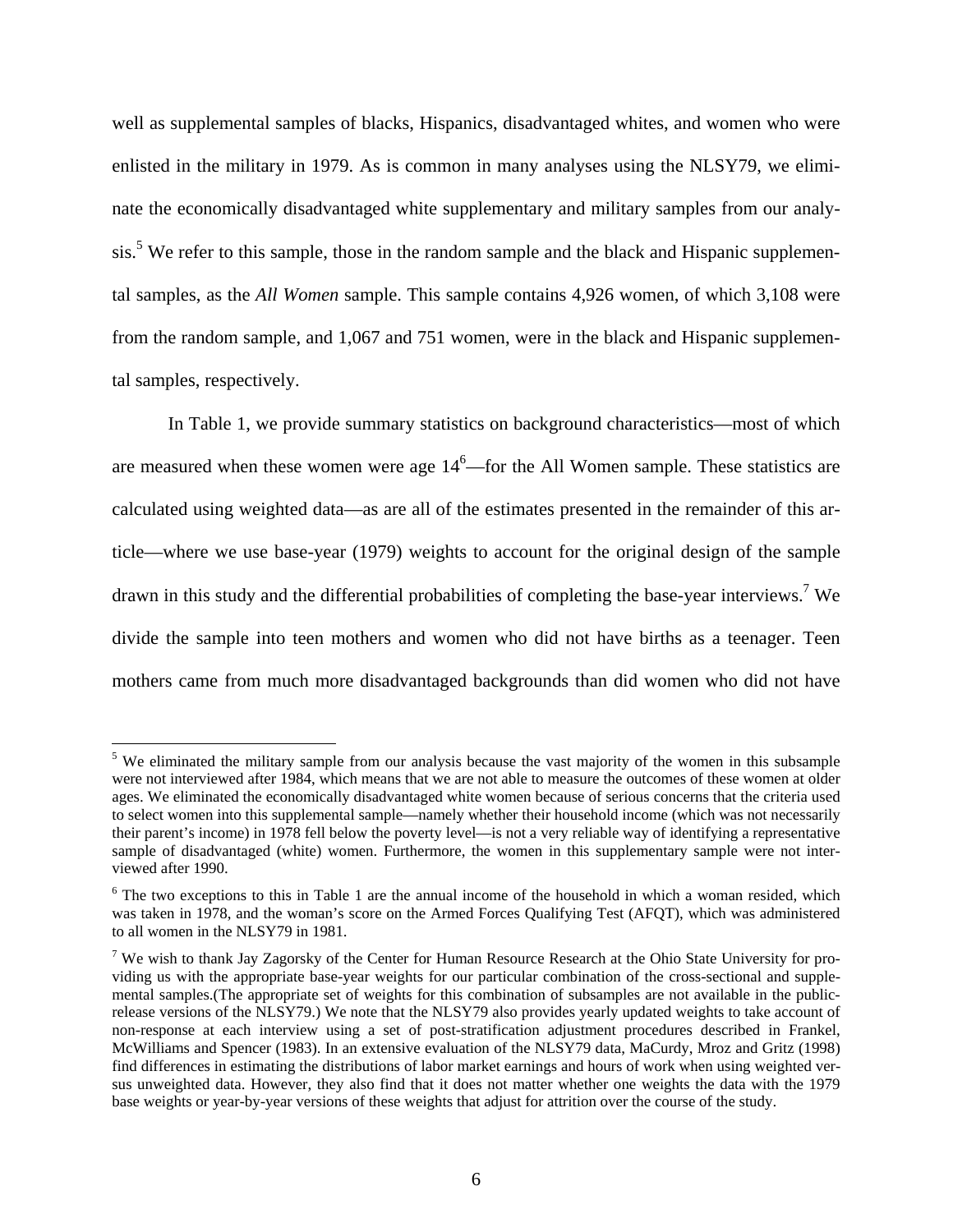well as supplemental samples of blacks, Hispanics, disadvantaged whites, and women who were enlisted in the military in 1979. As is common in many analyses using the NLSY79, we eliminate the economically disadvantaged white supplementary and military samples from our analysis.[5] We refer to this sample, those in the random sample and the black and Hispanic supplemental samples, as the *All Women* sample. This sample contains 4,926 women, of which 3,108 were from the random sample, and 1,067 and 751 women, were in the black and Hispanic supplemental samples, respectively.

In Table 1, we provide summary statistics on background characteristics—most of which are measured when these women were age 14[6]—for the All Women sample. These statistics are calculated using weighted data—as are all of the estimates presented in the remainder of this article—where we use base-year (1979) weights to account for the original design of the sample drawn in this study and the differential probabilities of completing the base-year interviews.[7] We divide the sample into teen mothers and women who did not have births as a teenager. Teen mothers came from much more disadvantaged backgrounds than did women who did not have

---

[5] We eliminated the military sample from our analysis because the vast majority of the women in this subsample were not interviewed after 1984, which means that we are not able to measure the outcomes of these women at older ages. We eliminated the economically disadvantaged white women because of serious concerns that the criteria used to select women into this supplemental sample—namely whether their household income (which was not necessarily their parent's income) in 1978 fell below the poverty level—is not a very reliable way of identifying a representative sample of disadvantaged (white) women. Furthermore, the women in this supplementary sample were not interviewed after 1990.

[6] The two exceptions to this in Table 1 are the annual income of the household in which a woman resided, which was taken in 1978, and the woman's score on the Armed Forces Qualifying Test (AFQT), which was administered to all women in the NLSY79 in 1981.

[7] We wish to thank Jay Zagorsky of the Center for Human Resource Research at the Ohio State University for providing us with the appropriate base-year weights for our particular combination of the cross-sectional and supplemental samples.(The appropriate set of weights for this combination of subsamples are not available in the public-release versions of the NLSY79.) We note that the NLSY79 also provides yearly updated weights to take account of non-response at each interview using a set of post-stratification adjustment procedures described in Frankel, McWilliams and Spencer (1983). In an extensive evaluation of the NLSY79 data, MaCurdy, Mroz and Gritz (1998) find differences in estimating the distributions of labor market earnings and hours of work when using weighted versus unweighted data. However, they also find that it does not matter whether one weights the data with the 1979 base weights or year-by-year versions of these weights that adjust for attrition over the course of the study.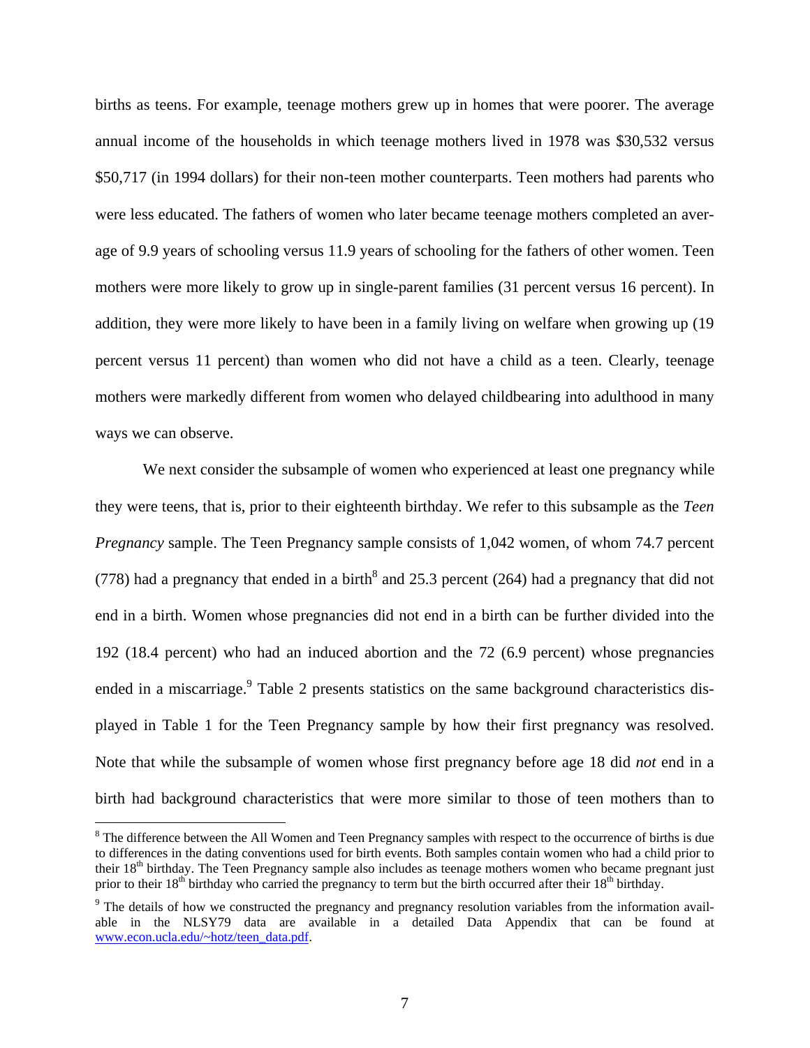births as teens. For example, teenage mothers grew up in homes that were poorer. The average annual income of the households in which teenage mothers lived in 1978 was $30,532 versus $50,717 (in 1994 dollars) for their non-teen mother counterparts. Teen mothers had parents who were less educated. The fathers of women who later became teenage mothers completed an average of 9.9 years of schooling versus 11.9 years of schooling for the fathers of other women. Teen mothers were more likely to grow up in single-parent families (31 percent versus 16 percent). In addition, they were more likely to have been in a family living on welfare when growing up (19 percent versus 11 percent) than women who did not have a child as a teen. Clearly, teenage mothers were markedly different from women who delayed childbearing into adulthood in many ways we can observe.

We next consider the subsample of women who experienced at least one pregnancy while they were teens, that is, prior to their eighteenth birthday. We refer to this subsample as the *Teen Pregnancy* sample. The Teen Pregnancy sample consists of 1,042 women, of whom 74.7 percent (778) had a pregnancy that ended in a birth[8] and 25.3 percent (264) had a pregnancy that did not end in a birth. Women whose pregnancies did not end in a birth can be further divided into the 192 (18.4 percent) who had an induced abortion and the 72 (6.9 percent) whose pregnancies ended in a miscarriage.[9] Table 2 presents statistics on the same background characteristics displayed in Table 1 for the Teen Pregnancy sample by how their first pregnancy was resolved. Note that while the subsample of women whose first pregnancy before age 18 did *not* end in a birth had background characteristics that were more similar to those of teen mothers than to

[8] The difference between the All Women and Teen Pregnancy samples with respect to the occurrence of births is due to differences in the dating conventions used for birth events. Both samples contain women who had a child prior to their 18th birthday. The Teen Pregnancy sample also includes as teenage mothers women who became pregnant just prior to their 18th birthday who carried the pregnancy to term but the birth occurred after their 18th birthday.

[9] The details of how we constructed the pregnancy and pregnancy resolution variables from the information available in the NLSY79 data are available in a detailed Data Appendix that can be found at www.econ.ucla.edu/~hotz/teen_data.pdf.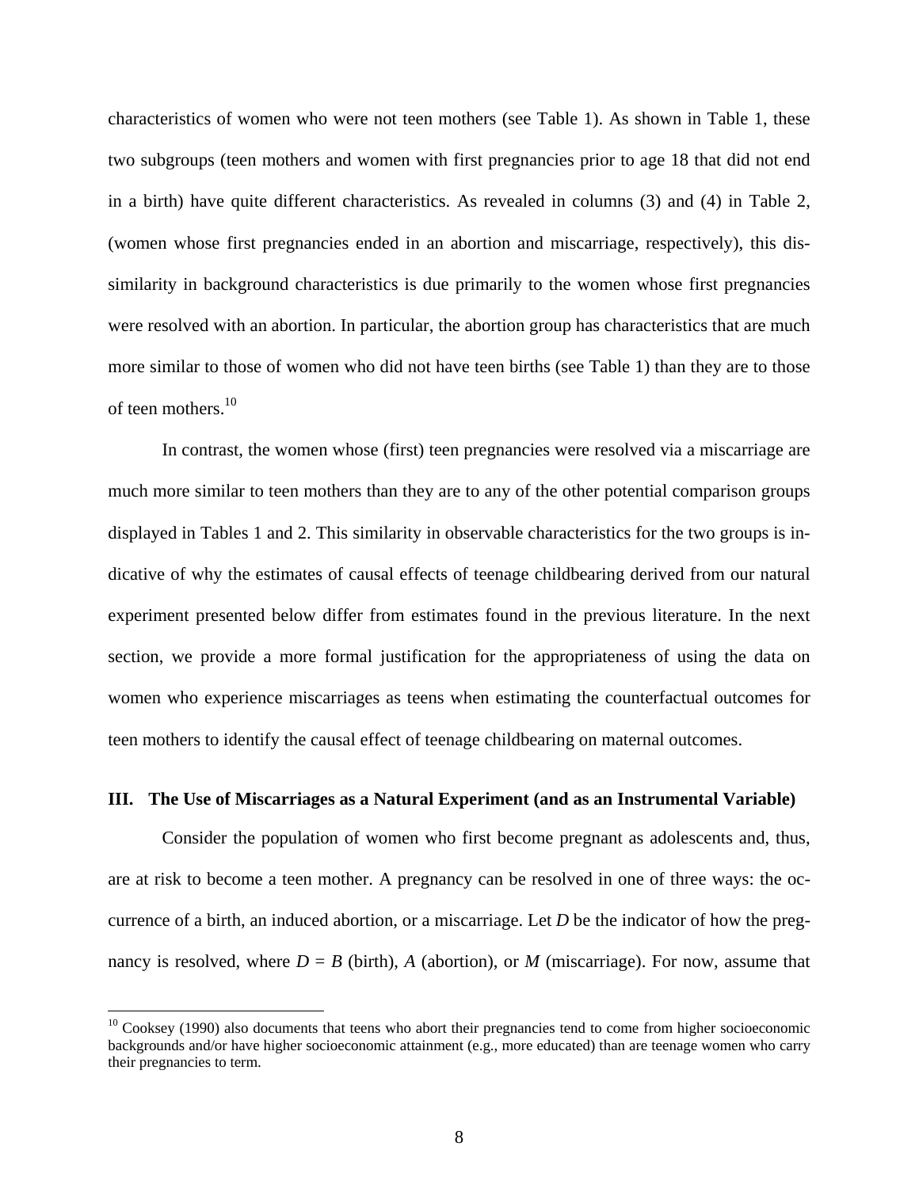characteristics of women who were not teen mothers (see Table 1). As shown in Table 1, these two subgroups (teen mothers and women with first pregnancies prior to age 18 that did not end in a birth) have quite different characteristics. As revealed in columns (3) and (4) in Table 2, (women whose first pregnancies ended in an abortion and miscarriage, respectively), this dissimilarity in background characteristics is due primarily to the women whose first pregnancies were resolved with an abortion. In particular, the abortion group has characteristics that are much more similar to those of women who did not have teen births (see Table 1) than they are to those of teen mothers.[10]

In contrast, the women whose (first) teen pregnancies were resolved via a miscarriage are much more similar to teen mothers than they are to any of the other potential comparison groups displayed in Tables 1 and 2. This similarity in observable characteristics for the two groups is indicative of why the estimates of causal effects of teenage childbearing derived from our natural experiment presented below differ from estimates found in the previous literature. In the next section, we provide a more formal justification for the appropriateness of using the data on women who experience miscarriages as teens when estimating the counterfactual outcomes for teen mothers to identify the causal effect of teenage childbearing on maternal outcomes.

## III. The Use of Miscarriages as a Natural Experiment (and as an Instrumental Variable)

Consider the population of women who first become pregnant as adolescents and, thus, are at risk to become a teen mother. A pregnancy can be resolved in one of three ways: the occurrence of a birth, an induced abortion, or a miscarriage. Let $D$ be the indicator of how the pregnancy is resolved, where $D = B$ (birth), $A$ (abortion), or $M$ (miscarriage). For now, assume that

[10] Cooksey (1990) also documents that teens who abort their pregnancies tend to come from higher socioeconomic backgrounds and/or have higher socioeconomic attainment (e.g., more educated) than are teenage women who carry their pregnancies to term.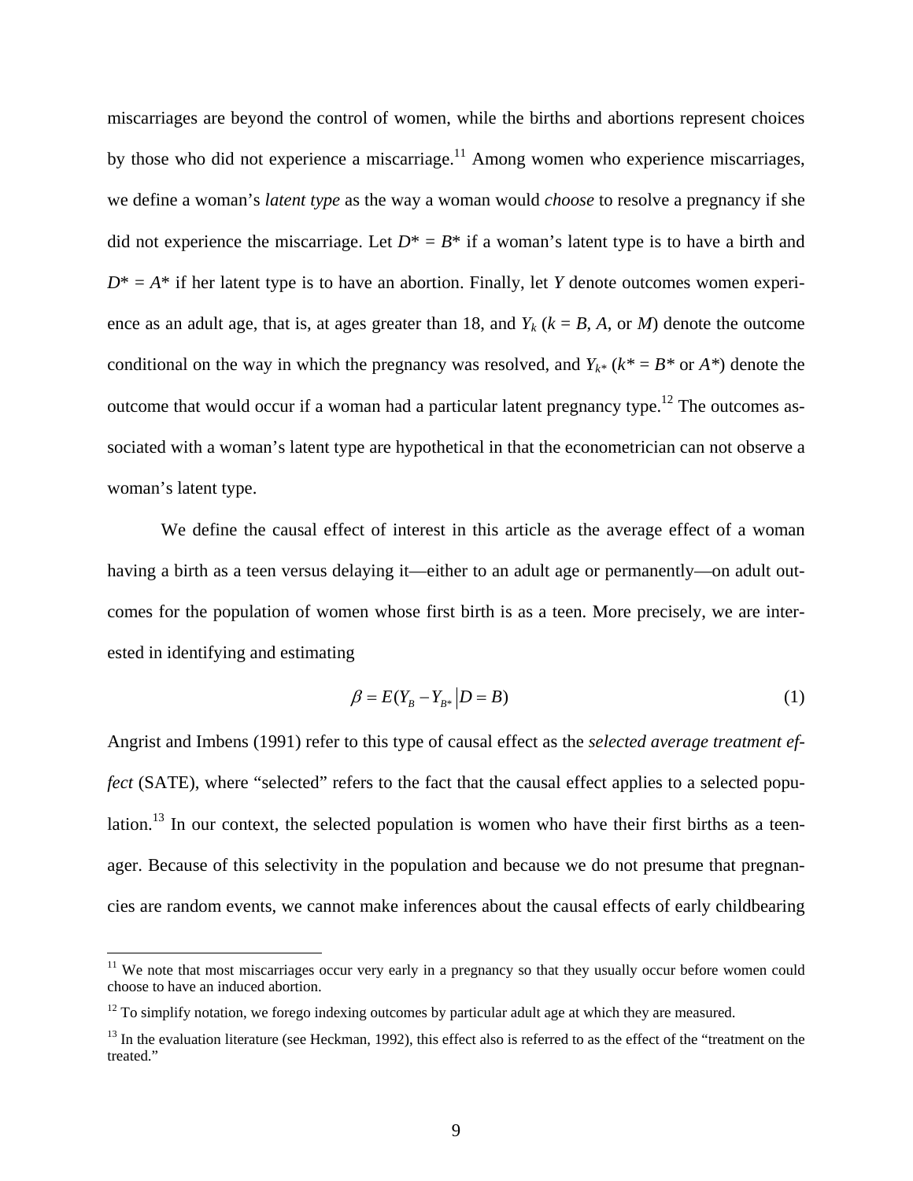miscarriages are beyond the control of women, while the births and abortions represent choices by those who did not experience a miscarriage.[11] Among women who experience miscarriages, we define a woman's *latent type* as the way a woman would *choose* to resolve a pregnancy if she did not experience the miscarriage. Let $D^* = B^*$ if a woman's latent type is to have a birth and $D^* = A^*$ if her latent type is to have an abortion. Finally, let $Y$ denote outcomes women experience as an adult age, that is, at ages greater than 18, and $Y_k$ ($k = B$, $A$, or $M$) denote the outcome conditional on the way in which the pregnancy was resolved, and $Y_{k^*}$ ($k^* = B^*$ or $A^*$) denote the outcome that would occur if a woman had a particular latent pregnancy type.[12] The outcomes associated with a woman's latent type are hypothetical in that the econometrician can not observe a woman's latent type.

We define the causal effect of interest in this article as the average effect of a woman having a birth as a teen versus delaying it—either to an adult age or permanently—on adult outcomes for the population of women whose first birth is as a teen. More precisely, we are interested in identifying and estimating

$$\beta = E(Y_B - Y_{B^*} \,|\, D = B) \tag{1}$$

Angrist and Imbens (1991) refer to this type of causal effect as the *selected average treatment effect* (SATE), where "selected" refers to the fact that the causal effect applies to a selected population.[13] In our context, the selected population is women who have their first births as a teenager. Because of this selectivity in the population and because we do not presume that pregnancies are random events, we cannot make inferences about the causal effects of early childbearing

[11] We note that most miscarriages occur very early in a pregnancy so that they usually occur before women could choose to have an induced abortion.

[12] To simplify notation, we forego indexing outcomes by particular adult age at which they are measured.

[13] In the evaluation literature (see Heckman, 1992), this effect also is referred to as the effect of the "treatment on the treated."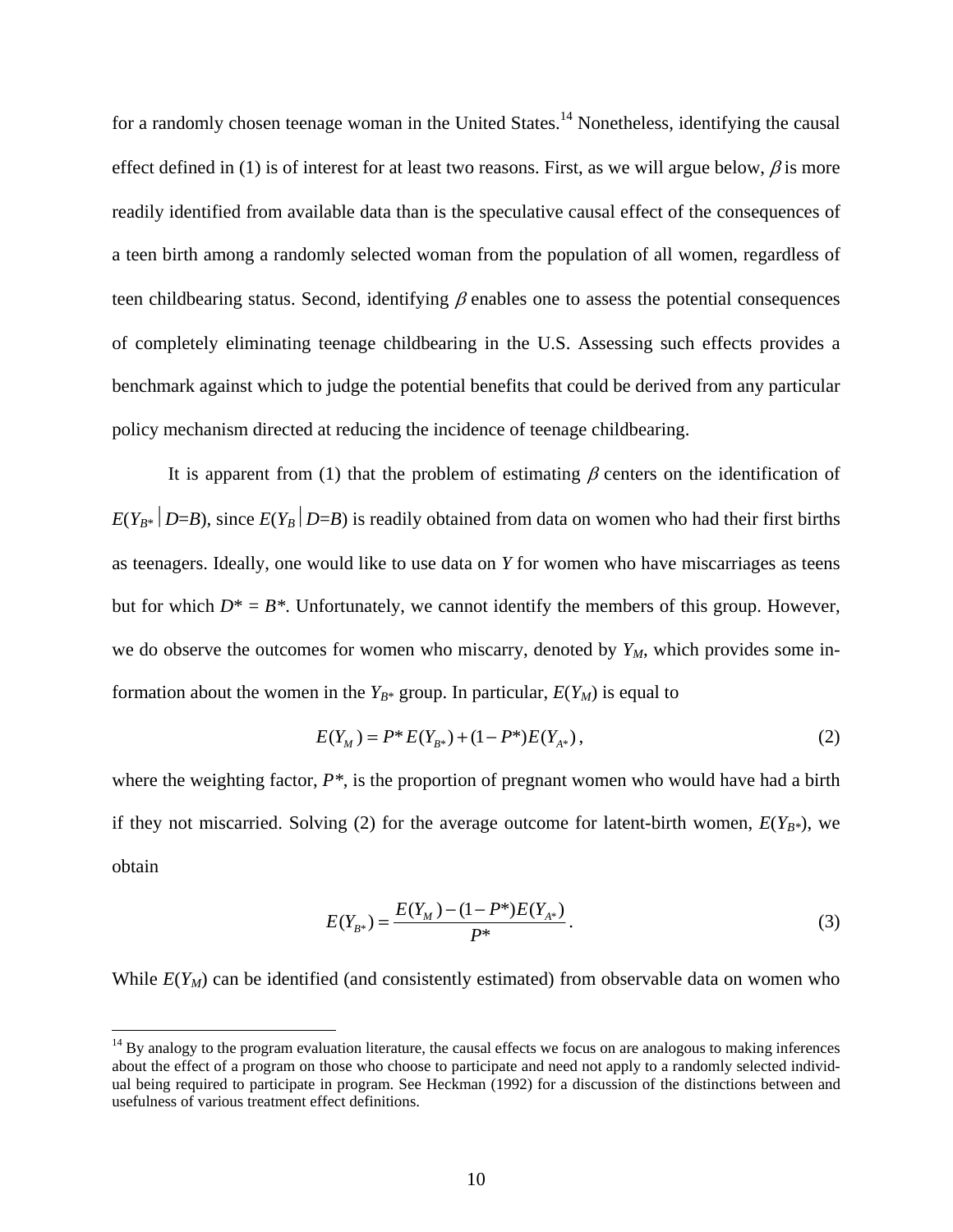for a randomly chosen teenage woman in the United States.[14] Nonetheless, identifying the causal effect defined in (1) is of interest for at least two reasons. First, as we will argue below, $\beta$ is more readily identified from available data than is the speculative causal effect of the consequences of a teen birth among a randomly selected woman from the population of all women, regardless of teen childbearing status. Second, identifying $\beta$ enables one to assess the potential consequences of completely eliminating teenage childbearing in the U.S. Assessing such effects provides a benchmark against which to judge the potential benefits that could be derived from any particular policy mechanism directed at reducing the incidence of teenage childbearing.

It is apparent from (1) that the problem of estimating $\beta$ centers on the identification of $E(Y_{B^*} \mid D{=}B)$, since $E(Y_B \mid D{=}B)$ is readily obtained from data on women who had their first births as teenagers. Ideally, one would like to use data on $Y$ for women who have miscarriages as teens but for which $D^* = B^*$. Unfortunately, we cannot identify the members of this group. However, we do observe the outcomes for women who miscarry, denoted by $Y_M$, which provides some information about the women in the $Y_{B^*}$ group. In particular, $E(Y_M)$ is equal to

$$E(Y_M) = P^* E(Y_{B^*}) + (1 - P^*) E(Y_{A^*}), \tag{2}$$

where the weighting factor, $P^*$, is the proportion of pregnant women who would have had a birth if they not miscarried. Solving (2) for the average outcome for latent-birth women, $E(Y_{B^*})$, we obtain

$$E(Y_{B^*}) = \frac{E(Y_M) - (1 - P^*) E(Y_{A^*})}{P^*}. \tag{3}$$

While $E(Y_M)$ can be identified (and consistently estimated) from observable data on women who

[14] By analogy to the program evaluation literature, the causal effects we focus on are analogous to making inferences about the effect of a program on those who choose to participate and need not apply to a randomly selected individual being required to participate in program. See Heckman (1992) for a discussion of the distinctions between and usefulness of various treatment effect definitions.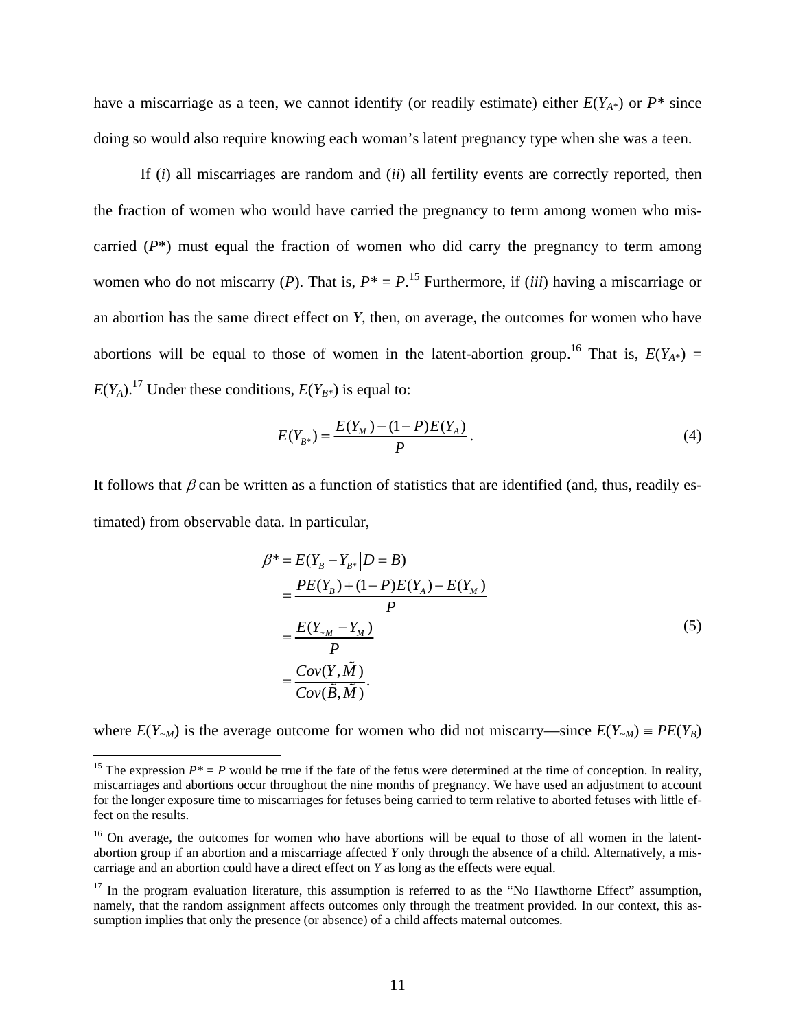have a miscarriage as a teen, we cannot identify (or readily estimate) either $E(Y_{A^*})$ or $P^*$ since doing so would also require knowing each woman's latent pregnancy type when she was a teen.

If (*i*) all miscarriages are random and (*ii*) all fertility events are correctly reported, then the fraction of women who would have carried the pregnancy to term among women who miscarried ($P^*$) must equal the fraction of women who did carry the pregnancy to term among women who do not miscarry ($P$). That is, $P^* = P$.[15] Furthermore, if (*iii*) having a miscarriage or an abortion has the same direct effect on $Y$, then, on average, the outcomes for women who have abortions will be equal to those of women in the latent-abortion group.[16] That is, $E(Y_{A^*}) = E(Y_A)$.[17] Under these conditions, $E(Y_{B^*})$ is equal to:

$$E(Y_{B^*}) = \frac{E(Y_M) - (1-P)E(Y_A)}{P}. \tag{4}$$

It follows that $\beta$ can be written as a function of statistics that are identified (and, thus, readily estimated) from observable data. In particular,

$$\begin{aligned}
\beta^* &= E(Y_B - Y_{B^*} \mid D = B) \\
&= \frac{PE(Y_B) + (1-P)E(Y_A) - E(Y_M)}{P} \\
&= \frac{E(Y_{\sim M} - Y_M)}{P} \\
&= \frac{Cov(Y, \tilde{M})}{Cov(\tilde{B}, \tilde{M})}.
\end{aligned} \tag{5}$$

where $E(Y_{\sim M})$ is the average outcome for women who did not miscarry—since $E(Y_{\sim M}) \equiv PE(Y_B)$

---

[15] The expression $P^* = P$ would be true if the fate of the fetus were determined at the time of conception. In reality, miscarriages and abortions occur throughout the nine months of pregnancy. We have used an adjustment to account for the longer exposure time to miscarriages for fetuses being carried to term relative to aborted fetuses with little effect on the results.

[16] On average, the outcomes for women who have abortions will be equal to those of all women in the latent-abortion group if an abortion and a miscarriage affected $Y$ only through the absence of a child. Alternatively, a miscarriage and an abortion could have a direct effect on $Y$ as long as the effects were equal.

[17] In the program evaluation literature, this assumption is referred to as the "No Hawthorne Effect" assumption, namely, that the random assignment affects outcomes only through the treatment provided. In our context, this assumption implies that only the presence (or absence) of a child affects maternal outcomes.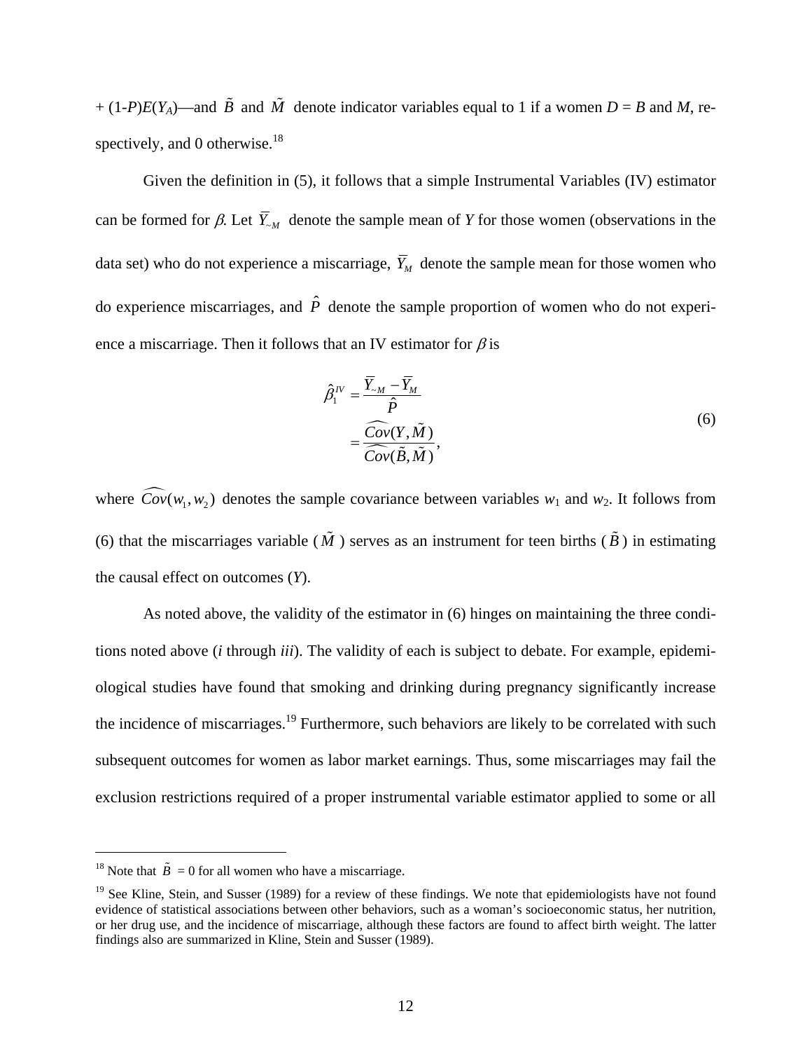+ (1-$P$)$E(Y_A)$—and $\tilde{B}$ and $\tilde{M}$ denote indicator variables equal to 1 if a women $D = B$ and $M$, respectively, and 0 otherwise.[18]

Given the definition in (5), it follows that a simple Instrumental Variables (IV) estimator can be formed for $\beta$. Let $\overline{Y}_{\sim M}$ denote the sample mean of $Y$ for those women (observations in the data set) who do not experience a miscarriage, $\overline{Y}_M$ denote the sample mean for those women who do experience miscarriages, and $\hat{P}$ denote the sample proportion of women who do not experience a miscarriage. Then it follows that an IV estimator for $\beta$ is

$$\begin{aligned} \hat{\beta}_1^{IV} &= \frac{\overline{Y}_{\sim M} - \overline{Y}_M}{\hat{P}} \\ &= \frac{\widehat{Cov}(Y, \tilde{M})}{\widehat{Cov}(\tilde{B}, \tilde{M})}, \end{aligned} \tag{6}$$

where $\widehat{Cov}(w_1, w_2)$ denotes the sample covariance between variables $w_1$ and $w_2$. It follows from (6) that the miscarriages variable ($\tilde{M}$) serves as an instrument for teen births ($\tilde{B}$) in estimating the causal effect on outcomes ($Y$).

As noted above, the validity of the estimator in (6) hinges on maintaining the three conditions noted above (*i* through *iii*). The validity of each is subject to debate. For example, epidemiological studies have found that smoking and drinking during pregnancy significantly increase the incidence of miscarriages.[19] Furthermore, such behaviors are likely to be correlated with such subsequent outcomes for women as labor market earnings. Thus, some miscarriages may fail the exclusion restrictions required of a proper instrumental variable estimator applied to some or all

---

[18] Note that $\tilde{B}$ = 0 for all women who have a miscarriage.

[19] See Kline, Stein, and Susser (1989) for a review of these findings. We note that epidemiologists have not found evidence of statistical associations between other behaviors, such as a woman's socioeconomic status, her nutrition, or her drug use, and the incidence of miscarriage, although these factors are found to affect birth weight. The latter findings also are summarized in Kline, Stein and Susser (1989).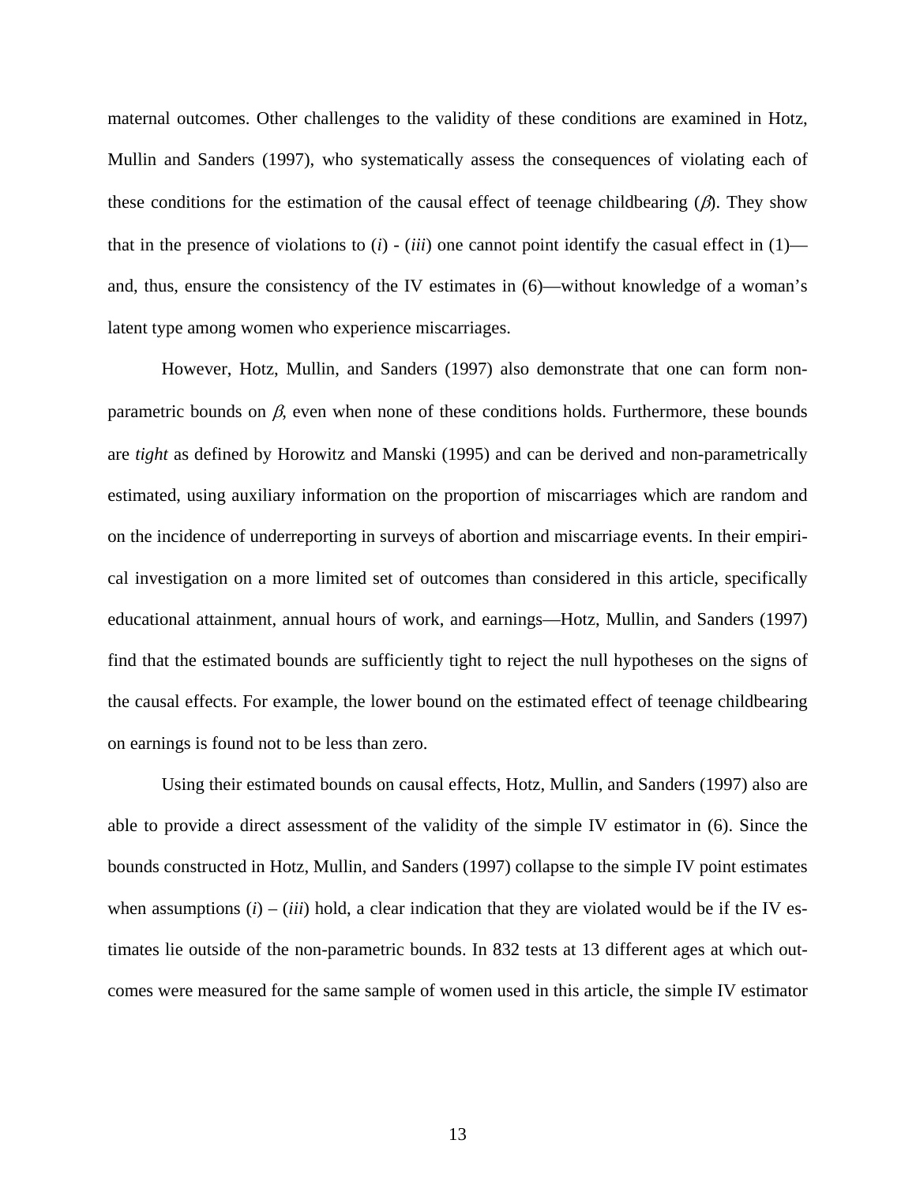maternal outcomes. Other challenges to the validity of these conditions are examined in Hotz, Mullin and Sanders (1997), who systematically assess the consequences of violating each of these conditions for the estimation of the causal effect of teenage childbearing ($\beta$). They show that in the presence of violations to (*i*) - (*iii*) one cannot point identify the casual effect in (1)—and, thus, ensure the consistency of the IV estimates in (6)—without knowledge of a woman's latent type among women who experience miscarriages.

However, Hotz, Mullin, and Sanders (1997) also demonstrate that one can form non-parametric bounds on $\beta$, even when none of these conditions holds. Furthermore, these bounds are *tight* as defined by Horowitz and Manski (1995) and can be derived and non-parametrically estimated, using auxiliary information on the proportion of miscarriages which are random and on the incidence of underreporting in surveys of abortion and miscarriage events. In their empirical investigation on a more limited set of outcomes than considered in this article, specifically educational attainment, annual hours of work, and earnings—Hotz, Mullin, and Sanders (1997) find that the estimated bounds are sufficiently tight to reject the null hypotheses on the signs of the causal effects. For example, the lower bound on the estimated effect of teenage childbearing on earnings is found not to be less than zero.

Using their estimated bounds on causal effects, Hotz, Mullin, and Sanders (1997) also are able to provide a direct assessment of the validity of the simple IV estimator in (6). Since the bounds constructed in Hotz, Mullin, and Sanders (1997) collapse to the simple IV point estimates when assumptions (*i*) – (*iii*) hold, a clear indication that they are violated would be if the IV estimates lie outside of the non-parametric bounds. In 832 tests at 13 different ages at which outcomes were measured for the same sample of women used in this article, the simple IV estimator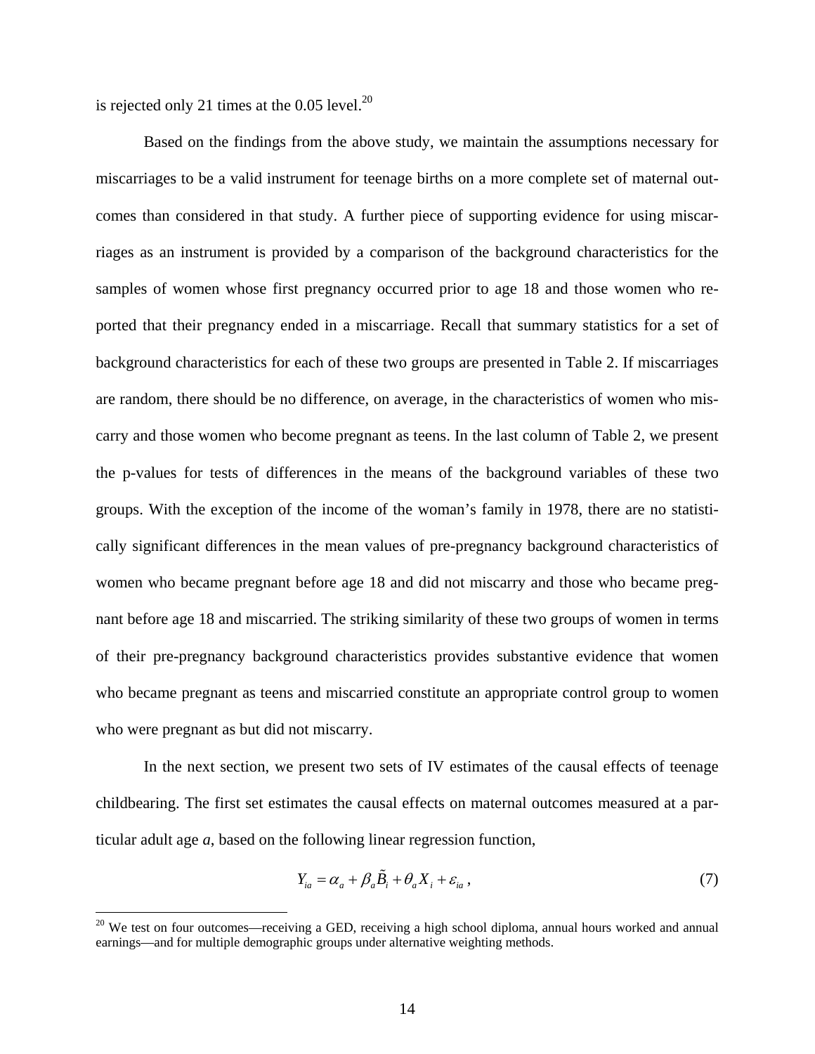is rejected only 21 times at the 0.05 level.[20]

Based on the findings from the above study, we maintain the assumptions necessary for miscarriages to be a valid instrument for teenage births on a more complete set of maternal outcomes than considered in that study. A further piece of supporting evidence for using miscarriages as an instrument is provided by a comparison of the background characteristics for the samples of women whose first pregnancy occurred prior to age 18 and those women who reported that their pregnancy ended in a miscarriage. Recall that summary statistics for a set of background characteristics for each of these two groups are presented in Table 2. If miscarriages are random, there should be no difference, on average, in the characteristics of women who miscarry and those women who become pregnant as teens. In the last column of Table 2, we present the p-values for tests of differences in the means of the background variables of these two groups. With the exception of the income of the woman's family in 1978, there are no statistically significant differences in the mean values of pre-pregnancy background characteristics of women who became pregnant before age 18 and did not miscarry and those who became pregnant before age 18 and miscarried. The striking similarity of these two groups of women in terms of their pre-pregnancy background characteristics provides substantive evidence that women who became pregnant as teens and miscarried constitute an appropriate control group to women who were pregnant as but did not miscarry.

In the next section, we present two sets of IV estimates of the causal effects of teenage childbearing. The first set estimates the causal effects on maternal outcomes measured at a particular adult age *a*, based on the following linear regression function,

$$Y_{ia} = \alpha_a + \beta_a \tilde{B}_i + \theta_a X_i + \varepsilon_{ia}\,, \tag{7}$$

[20] We test on four outcomes—receiving a GED, receiving a high school diploma, annual hours worked and annual earnings—and for multiple demographic groups under alternative weighting methods.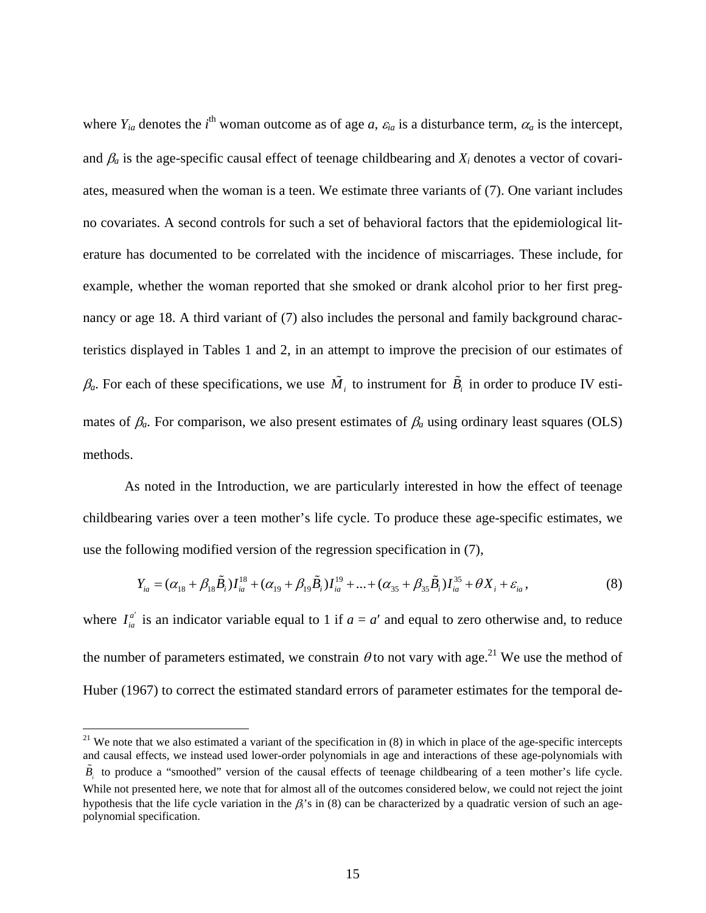where $Y_{ia}$ denotes the $i^{\text{th}}$ woman outcome as of age $a$, $\varepsilon_{ia}$ is a disturbance term, $\alpha_a$ is the intercept, and $\beta_a$ is the age-specific causal effect of teenage childbearing and $X_i$ denotes a vector of covariates, measured when the woman is a teen. We estimate three variants of (7). One variant includes no covariates. A second controls for such a set of behavioral factors that the epidemiological literature has documented to be correlated with the incidence of miscarriages. These include, for example, whether the woman reported that she smoked or drank alcohol prior to her first pregnancy or age 18. A third variant of (7) also includes the personal and family background characteristics displayed in Tables 1 and 2, in an attempt to improve the precision of our estimates of $\beta_a$. For each of these specifications, we use $\tilde{M}_i$ to instrument for $\tilde{B}_i$ in order to produce IV estimates of $\beta_a$. For comparison, we also present estimates of $\beta_a$ using ordinary least squares (OLS) methods.

As noted in the Introduction, we are particularly interested in how the effect of teenage childbearing varies over a teen mother's life cycle. To produce these age-specific estimates, we use the following modified version of the regression specification in (7),

$$Y_{ia} = (\alpha_{18} + \beta_{18}\tilde{B}_i)I_{ia}^{18} + (\alpha_{19} + \beta_{19}\tilde{B}_i)I_{ia}^{19} + ... + (\alpha_{35} + \beta_{35}\tilde{B}_i)I_{ia}^{35} + \theta X_i + \varepsilon_{ia}, \tag{8}$$

where $I_{ia}^{a'}$ is an indicator variable equal to 1 if $a = a'$ and equal to zero otherwise and, to reduce the number of parameters estimated, we constrain $\theta$ to not vary with age.[21] We use the method of Huber (1967) to correct the estimated standard errors of parameter estimates for the temporal de-

[21] We note that we also estimated a variant of the specification in (8) in which in place of the age-specific intercepts and causal effects, we instead used lower-order polynomials in age and interactions of these age-polynomials with $\tilde{B}_i$ to produce a "smoothed" version of the causal effects of teenage childbearing of a teen mother's life cycle. While not presented here, we note that for almost all of the outcomes considered below, we could not reject the joint hypothesis that the life cycle variation in the $\beta_i$'s in (8) can be characterized by a quadratic version of such an age-polynomial specification.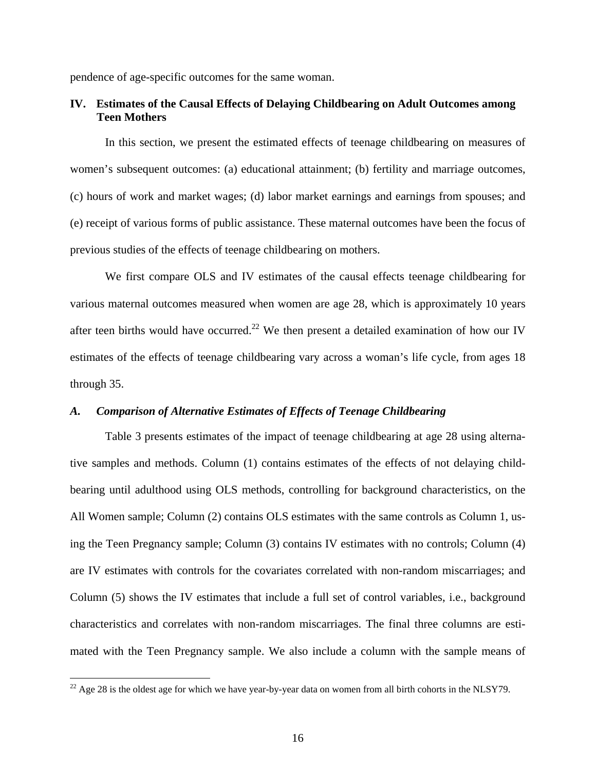pendence of age-specific outcomes for the same woman.

## IV. Estimates of the Causal Effects of Delaying Childbearing on Adult Outcomes among Teen Mothers

In this section, we present the estimated effects of teenage childbearing on measures of women's subsequent outcomes: (a) educational attainment; (b) fertility and marriage outcomes, (c) hours of work and market wages; (d) labor market earnings and earnings from spouses; and (e) receipt of various forms of public assistance. These maternal outcomes have been the focus of previous studies of the effects of teenage childbearing on mothers.

We first compare OLS and IV estimates of the causal effects teenage childbearing for various maternal outcomes measured when women are age 28, which is approximately 10 years after teen births would have occurred.[22] We then present a detailed examination of how our IV estimates of the effects of teenage childbearing vary across a woman's life cycle, from ages 18 through 35.

### *A. Comparison of Alternative Estimates of Effects of Teenage Childbearing*

Table 3 presents estimates of the impact of teenage childbearing at age 28 using alternative samples and methods. Column (1) contains estimates of the effects of not delaying childbearing until adulthood using OLS methods, controlling for background characteristics, on the All Women sample; Column (2) contains OLS estimates with the same controls as Column 1, using the Teen Pregnancy sample; Column (3) contains IV estimates with no controls; Column (4) are IV estimates with controls for the covariates correlated with non-random miscarriages; and Column (5) shows the IV estimates that include a full set of control variables, i.e., background characteristics and correlates with non-random miscarriages. The final three columns are estimated with the Teen Pregnancy sample. We also include a column with the sample means of

[22] Age 28 is the oldest age for which we have year-by-year data on women from all birth cohorts in the NLSY79.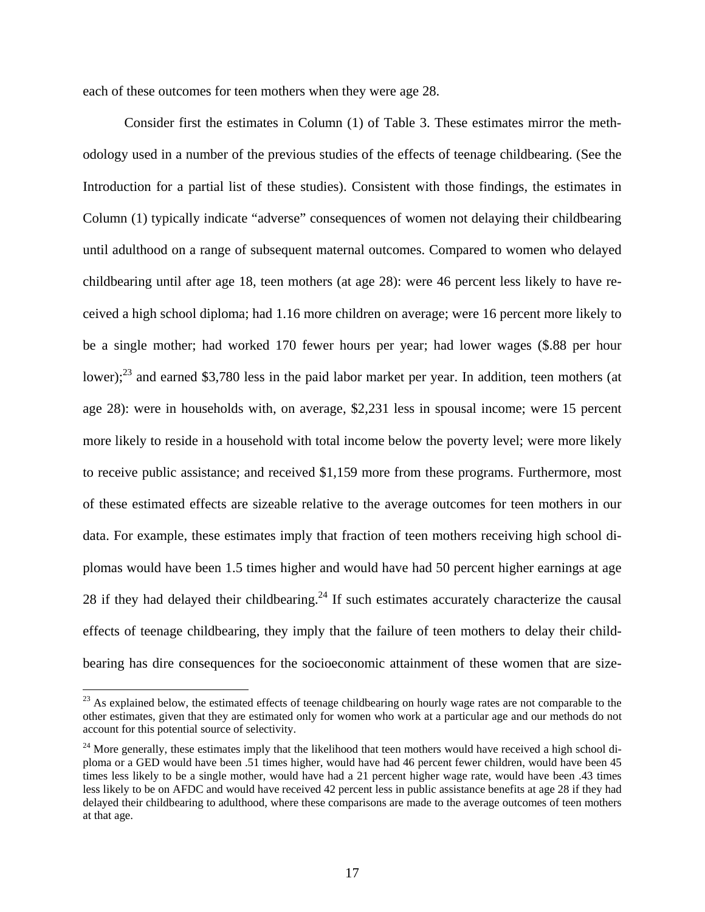each of these outcomes for teen mothers when they were age 28.

Consider first the estimates in Column (1) of Table 3. These estimates mirror the methodology used in a number of the previous studies of the effects of teenage childbearing. (See the Introduction for a partial list of these studies). Consistent with those findings, the estimates in Column (1) typically indicate "adverse" consequences of women not delaying their childbearing until adulthood on a range of subsequent maternal outcomes. Compared to women who delayed childbearing until after age 18, teen mothers (at age 28): were 46 percent less likely to have received a high school diploma; had 1.16 more children on average; were 16 percent more likely to be a single mother; had worked 170 fewer hours per year; had lower wages ($.88 per hour lower);[23] and earned $3,780 less in the paid labor market per year. In addition, teen mothers (at age 28): were in households with, on average, $2,231 less in spousal income; were 15 percent more likely to reside in a household with total income below the poverty level; were more likely to receive public assistance; and received $1,159 more from these programs. Furthermore, most of these estimated effects are sizeable relative to the average outcomes for teen mothers in our data. For example, these estimates imply that fraction of teen mothers receiving high school diplomas would have been 1.5 times higher and would have had 50 percent higher earnings at age 28 if they had delayed their childbearing.[24] If such estimates accurately characterize the causal effects of teenage childbearing, they imply that the failure of teen mothers to delay their childbearing has dire consequences for the socioeconomic attainment of these women that are size-

---

[23] As explained below, the estimated effects of teenage childbearing on hourly wage rates are not comparable to the other estimates, given that they are estimated only for women who work at a particular age and our methods do not account for this potential source of selectivity.

[24] More generally, these estimates imply that the likelihood that teen mothers would have received a high school diploma or a GED would have been .51 times higher, would have had 46 percent fewer children, would have been 45 times less likely to be a single mother, would have had a 21 percent higher wage rate, would have been .43 times less likely to be on AFDC and would have received 42 percent less in public assistance benefits at age 28 if they had delayed their childbearing to adulthood, where these comparisons are made to the average outcomes of teen mothers at that age.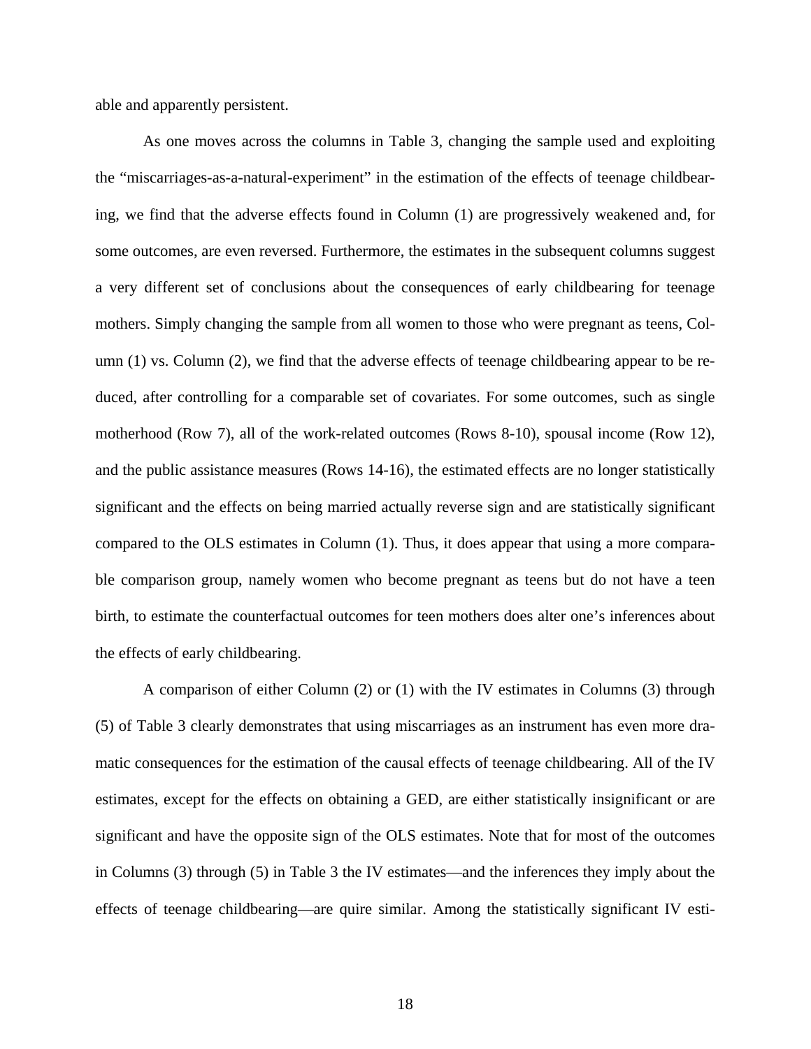able and apparently persistent.

As one moves across the columns in Table 3, changing the sample used and exploiting the "miscarriages-as-a-natural-experiment" in the estimation of the effects of teenage childbearing, we find that the adverse effects found in Column (1) are progressively weakened and, for some outcomes, are even reversed. Furthermore, the estimates in the subsequent columns suggest a very different set of conclusions about the consequences of early childbearing for teenage mothers. Simply changing the sample from all women to those who were pregnant as teens, Column (1) vs. Column (2), we find that the adverse effects of teenage childbearing appear to be reduced, after controlling for a comparable set of covariates. For some outcomes, such as single motherhood (Row 7), all of the work-related outcomes (Rows 8-10), spousal income (Row 12), and the public assistance measures (Rows 14-16), the estimated effects are no longer statistically significant and the effects on being married actually reverse sign and are statistically significant compared to the OLS estimates in Column (1). Thus, it does appear that using a more comparable comparison group, namely women who become pregnant as teens but do not have a teen birth, to estimate the counterfactual outcomes for teen mothers does alter one's inferences about the effects of early childbearing.

A comparison of either Column (2) or (1) with the IV estimates in Columns (3) through (5) of Table 3 clearly demonstrates that using miscarriages as an instrument has even more dramatic consequences for the estimation of the causal effects of teenage childbearing. All of the IV estimates, except for the effects on obtaining a GED, are either statistically insignificant or are significant and have the opposite sign of the OLS estimates. Note that for most of the outcomes in Columns (3) through (5) in Table 3 the IV estimates—and the inferences they imply about the effects of teenage childbearing—are quire similar. Among the statistically significant IV esti-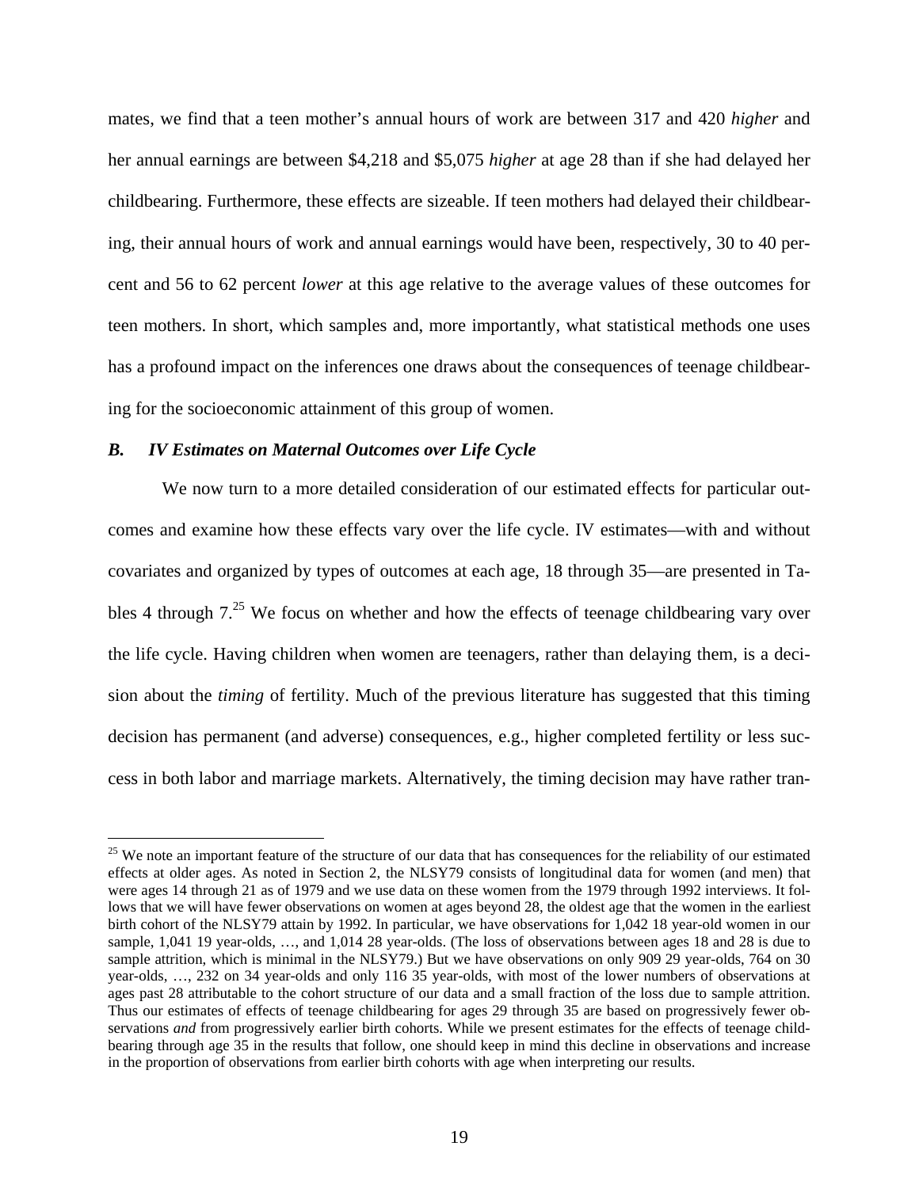mates, we find that a teen mother's annual hours of work are between 317 and 420 *higher* and her annual earnings are between \$4,218 and \$5,075 *higher* at age 28 than if she had delayed her childbearing. Furthermore, these effects are sizeable. If teen mothers had delayed their childbearing, their annual hours of work and annual earnings would have been, respectively, 30 to 40 percent and 56 to 62 percent *lower* at this age relative to the average values of these outcomes for teen mothers. In short, which samples and, more importantly, what statistical methods one uses has a profound impact on the inferences one draws about the consequences of teenage childbearing for the socioeconomic attainment of this group of women.

### *B. IV Estimates on Maternal Outcomes over Life Cycle*

We now turn to a more detailed consideration of our estimated effects for particular outcomes and examine how these effects vary over the life cycle. IV estimates—with and without covariates and organized by types of outcomes at each age, 18 through 35—are presented in Tables 4 through 7.[25] We focus on whether and how the effects of teenage childbearing vary over the life cycle. Having children when women are teenagers, rather than delaying them, is a decision about the *timing* of fertility. Much of the previous literature has suggested that this timing decision has permanent (and adverse) consequences, e.g., higher completed fertility or less success in both labor and marriage markets. Alternatively, the timing decision may have rather tran-

[25] We note an important feature of the structure of our data that has consequences for the reliability of our estimated effects at older ages. As noted in Section 2, the NLSY79 consists of longitudinal data for women (and men) that were ages 14 through 21 as of 1979 and we use data on these women from the 1979 through 1992 interviews. It follows that we will have fewer observations on women at ages beyond 28, the oldest age that the women in the earliest birth cohort of the NLSY79 attain by 1992. In particular, we have observations for 1,042 18 year-old women in our sample, 1,041 19 year-olds, …, and 1,014 28 year-olds. (The loss of observations between ages 18 and 28 is due to sample attrition, which is minimal in the NLSY79.) But we have observations on only 909 29 year-olds, 764 on 30 year-olds, …, 232 on 34 year-olds and only 116 35 year-olds, with most of the lower numbers of observations at ages past 28 attributable to the cohort structure of our data and a small fraction of the loss due to sample attrition. Thus our estimates of effects of teenage childbearing for ages 29 through 35 are based on progressively fewer observations *and* from progressively earlier birth cohorts. While we present estimates for the effects of teenage childbearing through age 35 in the results that follow, one should keep in mind this decline in observations and increase in the proportion of observations from earlier birth cohorts with age when interpreting our results.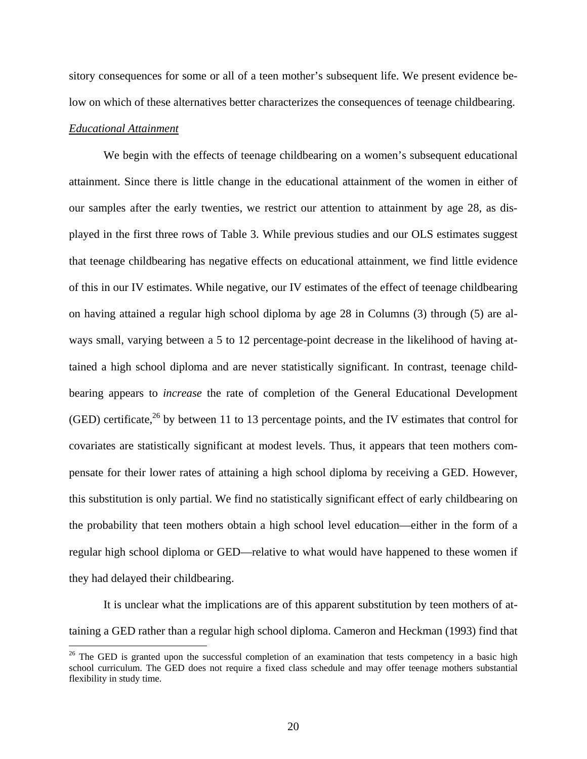sitory consequences for some or all of a teen mother's subsequent life. We present evidence below on which of these alternatives better characterizes the consequences of teenage childbearing.

*Educational Attainment*

We begin with the effects of teenage childbearing on a women's subsequent educational attainment. Since there is little change in the educational attainment of the women in either of our samples after the early twenties, we restrict our attention to attainment by age 28, as displayed in the first three rows of Table 3. While previous studies and our OLS estimates suggest that teenage childbearing has negative effects on educational attainment, we find little evidence of this in our IV estimates. While negative, our IV estimates of the effect of teenage childbearing on having attained a regular high school diploma by age 28 in Columns (3) through (5) are always small, varying between a 5 to 12 percentage-point decrease in the likelihood of having attained a high school diploma and are never statistically significant. In contrast, teenage childbearing appears to *increase* the rate of completion of the General Educational Development (GED) certificate,[26] by between 11 to 13 percentage points, and the IV estimates that control for covariates are statistically significant at modest levels. Thus, it appears that teen mothers compensate for their lower rates of attaining a high school diploma by receiving a GED. However, this substitution is only partial. We find no statistically significant effect of early childbearing on the probability that teen mothers obtain a high school level education—either in the form of a regular high school diploma or GED—relative to what would have happened to these women if they had delayed their childbearing.

It is unclear what the implications are of this apparent substitution by teen mothers of attaining a GED rather than a regular high school diploma. Cameron and Heckman (1993) find that

[26] The GED is granted upon the successful completion of an examination that tests competency in a basic high school curriculum. The GED does not require a fixed class schedule and may offer teenage mothers substantial flexibility in study time.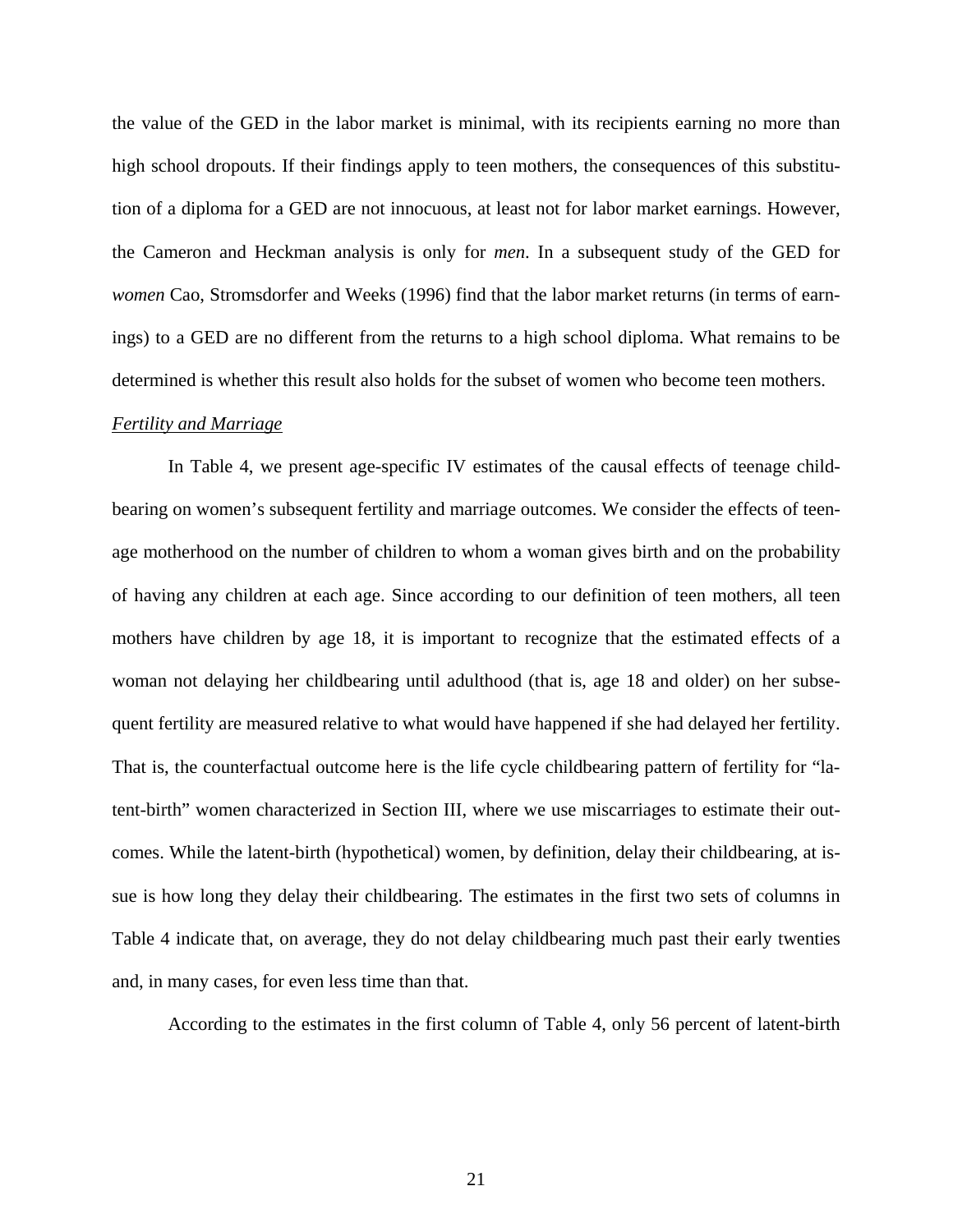the value of the GED in the labor market is minimal, with its recipients earning no more than high school dropouts. If their findings apply to teen mothers, the consequences of this substitution of a diploma for a GED are not innocuous, at least not for labor market earnings. However, the Cameron and Heckman analysis is only for *men*. In a subsequent study of the GED for *women* Cao, Stromsdorfer and Weeks (1996) find that the labor market returns (in terms of earnings) to a GED are no different from the returns to a high school diploma. What remains to be determined is whether this result also holds for the subset of women who become teen mothers.

*Fertility and Marriage*

In Table 4, we present age-specific IV estimates of the causal effects of teenage childbearing on women's subsequent fertility and marriage outcomes. We consider the effects of teenage motherhood on the number of children to whom a woman gives birth and on the probability of having any children at each age. Since according to our definition of teen mothers, all teen mothers have children by age 18, it is important to recognize that the estimated effects of a woman not delaying her childbearing until adulthood (that is, age 18 and older) on her subsequent fertility are measured relative to what would have happened if she had delayed her fertility. That is, the counterfactual outcome here is the life cycle childbearing pattern of fertility for "latent-birth" women characterized in Section III, where we use miscarriages to estimate their outcomes. While the latent-birth (hypothetical) women, by definition, delay their childbearing, at issue is how long they delay their childbearing. The estimates in the first two sets of columns in Table 4 indicate that, on average, they do not delay childbearing much past their early twenties and, in many cases, for even less time than that.

According to the estimates in the first column of Table 4, only 56 percent of latent-birth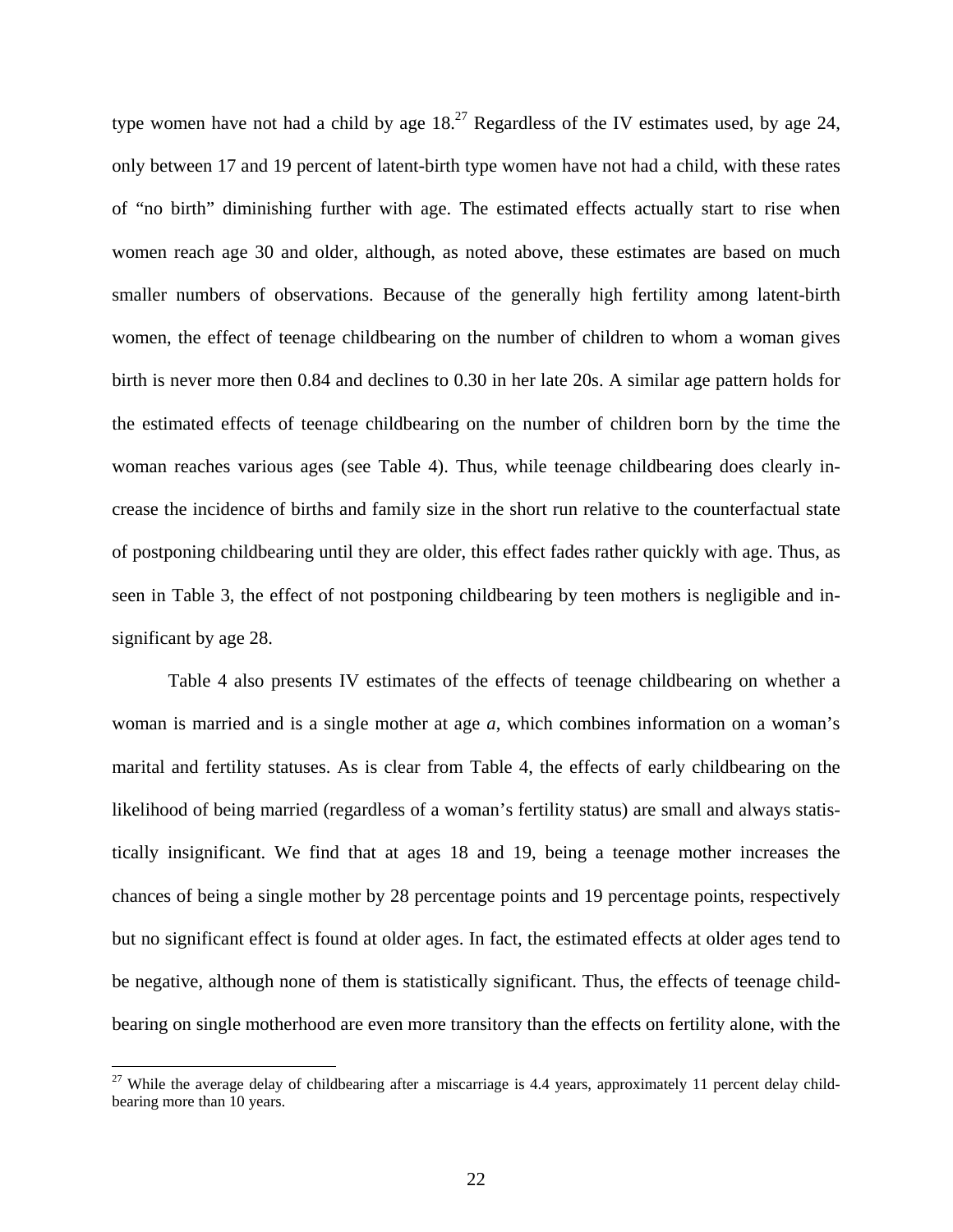type women have not had a child by age 18.[27] Regardless of the IV estimates used, by age 24, only between 17 and 19 percent of latent-birth type women have not had a child, with these rates of "no birth" diminishing further with age. The estimated effects actually start to rise when women reach age 30 and older, although, as noted above, these estimates are based on much smaller numbers of observations. Because of the generally high fertility among latent-birth women, the effect of teenage childbearing on the number of children to whom a woman gives birth is never more then 0.84 and declines to 0.30 in her late 20s. A similar age pattern holds for the estimated effects of teenage childbearing on the number of children born by the time the woman reaches various ages (see Table 4). Thus, while teenage childbearing does clearly increase the incidence of births and family size in the short run relative to the counterfactual state of postponing childbearing until they are older, this effect fades rather quickly with age. Thus, as seen in Table 3, the effect of not postponing childbearing by teen mothers is negligible and insignificant by age 28.

Table 4 also presents IV estimates of the effects of teenage childbearing on whether a woman is married and is a single mother at age *a*, which combines information on a woman's marital and fertility statuses. As is clear from Table 4, the effects of early childbearing on the likelihood of being married (regardless of a woman's fertility status) are small and always statistically insignificant. We find that at ages 18 and 19, being a teenage mother increases the chances of being a single mother by 28 percentage points and 19 percentage points, respectively but no significant effect is found at older ages. In fact, the estimated effects at older ages tend to be negative, although none of them is statistically significant. Thus, the effects of teenage childbearing on single motherhood are even more transitory than the effects on fertility alone, with the

[27] While the average delay of childbearing after a miscarriage is 4.4 years, approximately 11 percent delay childbearing more than 10 years.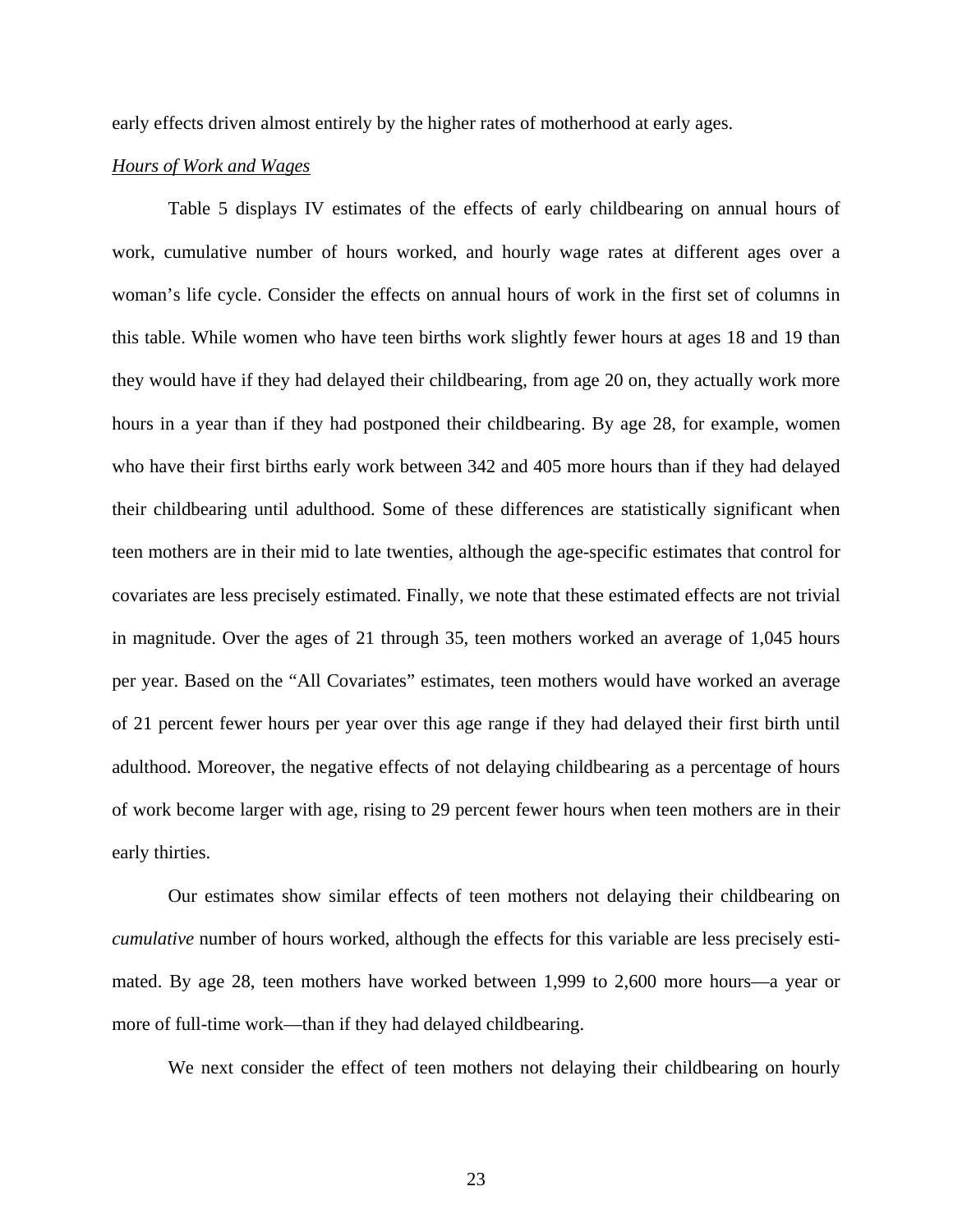early effects driven almost entirely by the higher rates of motherhood at early ages.

*Hours of Work and Wages*

Table 5 displays IV estimates of the effects of early childbearing on annual hours of work, cumulative number of hours worked, and hourly wage rates at different ages over a woman's life cycle. Consider the effects on annual hours of work in the first set of columns in this table. While women who have teen births work slightly fewer hours at ages 18 and 19 than they would have if they had delayed their childbearing, from age 20 on, they actually work more hours in a year than if they had postponed their childbearing. By age 28, for example, women who have their first births early work between 342 and 405 more hours than if they had delayed their childbearing until adulthood. Some of these differences are statistically significant when teen mothers are in their mid to late twenties, although the age-specific estimates that control for covariates are less precisely estimated. Finally, we note that these estimated effects are not trivial in magnitude. Over the ages of 21 through 35, teen mothers worked an average of 1,045 hours per year. Based on the "All Covariates" estimates, teen mothers would have worked an average of 21 percent fewer hours per year over this age range if they had delayed their first birth until adulthood. Moreover, the negative effects of not delaying childbearing as a percentage of hours of work become larger with age, rising to 29 percent fewer hours when teen mothers are in their early thirties.

Our estimates show similar effects of teen mothers not delaying their childbearing on *cumulative* number of hours worked, although the effects for this variable are less precisely estimated. By age 28, teen mothers have worked between 1,999 to 2,600 more hours—a year or more of full-time work—than if they had delayed childbearing.

We next consider the effect of teen mothers not delaying their childbearing on hourly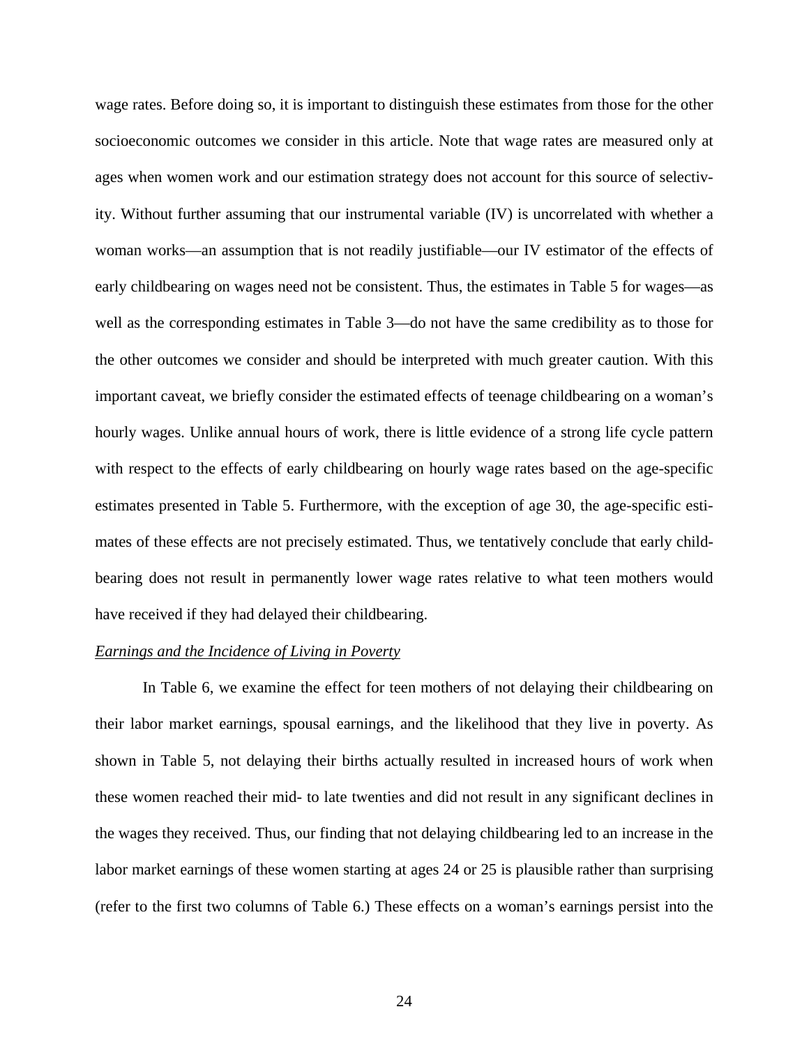wage rates. Before doing so, it is important to distinguish these estimates from those for the other socioeconomic outcomes we consider in this article. Note that wage rates are measured only at ages when women work and our estimation strategy does not account for this source of selectivity. Without further assuming that our instrumental variable (IV) is uncorrelated with whether a woman works—an assumption that is not readily justifiable—our IV estimator of the effects of early childbearing on wages need not be consistent. Thus, the estimates in Table 5 for wages—as well as the corresponding estimates in Table 3—do not have the same credibility as to those for the other outcomes we consider and should be interpreted with much greater caution. With this important caveat, we briefly consider the estimated effects of teenage childbearing on a woman's hourly wages. Unlike annual hours of work, there is little evidence of a strong life cycle pattern with respect to the effects of early childbearing on hourly wage rates based on the age-specific estimates presented in Table 5. Furthermore, with the exception of age 30, the age-specific estimates of these effects are not precisely estimated. Thus, we tentatively conclude that early childbearing does not result in permanently lower wage rates relative to what teen mothers would have received if they had delayed their childbearing.

<u>*Earnings and the Incidence of Living in Poverty*</u>

In Table 6, we examine the effect for teen mothers of not delaying their childbearing on their labor market earnings, spousal earnings, and the likelihood that they live in poverty. As shown in Table 5, not delaying their births actually resulted in increased hours of work when these women reached their mid- to late twenties and did not result in any significant declines in the wages they received. Thus, our finding that not delaying childbearing led to an increase in the labor market earnings of these women starting at ages 24 or 25 is plausible rather than surprising (refer to the first two columns of Table 6.) These effects on a woman's earnings persist into the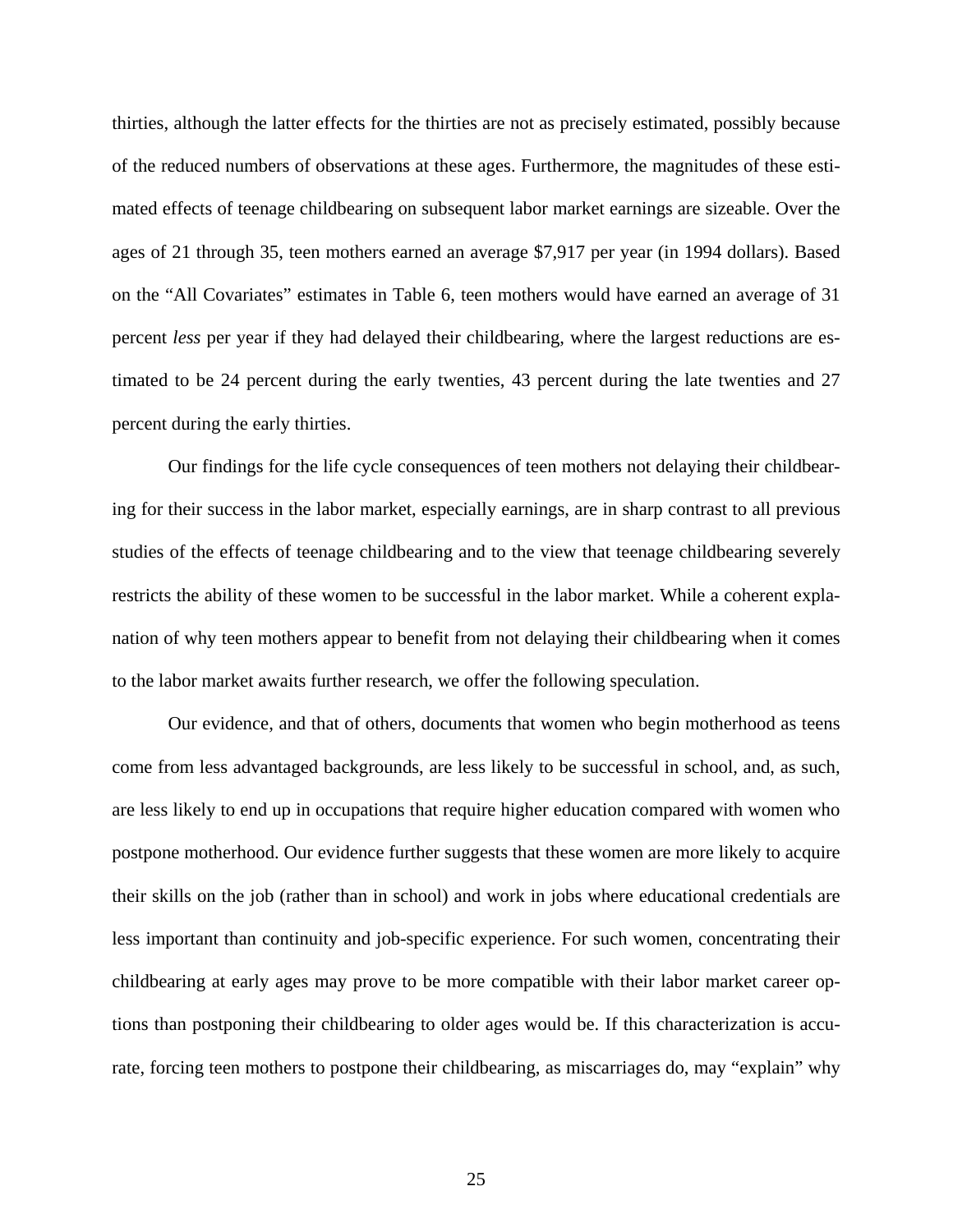thirties, although the latter effects for the thirties are not as precisely estimated, possibly because of the reduced numbers of observations at these ages. Furthermore, the magnitudes of these estimated effects of teenage childbearing on subsequent labor market earnings are sizeable. Over the ages of 21 through 35, teen mothers earned an average $7,917 per year (in 1994 dollars). Based on the "All Covariates" estimates in Table 6, teen mothers would have earned an average of 31 percent *less* per year if they had delayed their childbearing, where the largest reductions are estimated to be 24 percent during the early twenties, 43 percent during the late twenties and 27 percent during the early thirties.

Our findings for the life cycle consequences of teen mothers not delaying their childbearing for their success in the labor market, especially earnings, are in sharp contrast to all previous studies of the effects of teenage childbearing and to the view that teenage childbearing severely restricts the ability of these women to be successful in the labor market. While a coherent explanation of why teen mothers appear to benefit from not delaying their childbearing when it comes to the labor market awaits further research, we offer the following speculation.

Our evidence, and that of others, documents that women who begin motherhood as teens come from less advantaged backgrounds, are less likely to be successful in school, and, as such, are less likely to end up in occupations that require higher education compared with women who postpone motherhood. Our evidence further suggests that these women are more likely to acquire their skills on the job (rather than in school) and work in jobs where educational credentials are less important than continuity and job-specific experience. For such women, concentrating their childbearing at early ages may prove to be more compatible with their labor market career options than postponing their childbearing to older ages would be. If this characterization is accurate, forcing teen mothers to postpone their childbearing, as miscarriages do, may "explain" why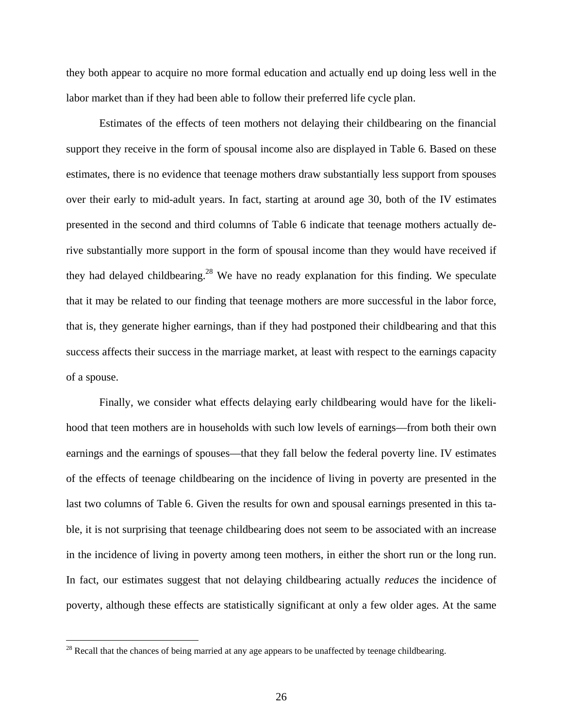they both appear to acquire no more formal education and actually end up doing less well in the labor market than if they had been able to follow their preferred life cycle plan.

Estimates of the effects of teen mothers not delaying their childbearing on the financial support they receive in the form of spousal income also are displayed in Table 6. Based on these estimates, there is no evidence that teenage mothers draw substantially less support from spouses over their early to mid-adult years. In fact, starting at around age 30, both of the IV estimates presented in the second and third columns of Table 6 indicate that teenage mothers actually derive substantially more support in the form of spousal income than they would have received if they had delayed childbearing.[28] We have no ready explanation for this finding. We speculate that it may be related to our finding that teenage mothers are more successful in the labor force, that is, they generate higher earnings, than if they had postponed their childbearing and that this success affects their success in the marriage market, at least with respect to the earnings capacity of a spouse.

Finally, we consider what effects delaying early childbearing would have for the likelihood that teen mothers are in households with such low levels of earnings—from both their own earnings and the earnings of spouses—that they fall below the federal poverty line. IV estimates of the effects of teenage childbearing on the incidence of living in poverty are presented in the last two columns of Table 6. Given the results for own and spousal earnings presented in this table, it is not surprising that teenage childbearing does not seem to be associated with an increase in the incidence of living in poverty among teen mothers, in either the short run or the long run. In fact, our estimates suggest that not delaying childbearing actually *reduces* the incidence of poverty, although these effects are statistically significant at only a few older ages. At the same

[28] Recall that the chances of being married at any age appears to be unaffected by teenage childbearing.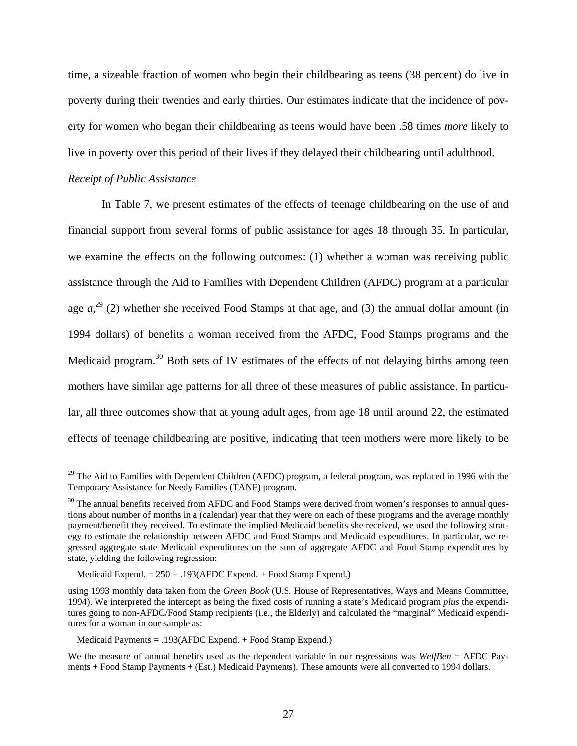time, a sizeable fraction of women who begin their childbearing as teens (38 percent) do live in poverty during their twenties and early thirties. Our estimates indicate that the incidence of poverty for women who began their childbearing as teens would have been .58 times *more* likely to live in poverty over this period of their lives if they delayed their childbearing until adulthood.

*Receipt of Public Assistance*

In Table 7, we present estimates of the effects of teenage childbearing on the use of and financial support from several forms of public assistance for ages 18 through 35. In particular, we examine the effects on the following outcomes: (1) whether a woman was receiving public assistance through the Aid to Families with Dependent Children (AFDC) program at a particular age $a$,[29] (2) whether she received Food Stamps at that age, and (3) the annual dollar amount (in 1994 dollars) of benefits a woman received from the AFDC, Food Stamps programs and the Medicaid program.[30] Both sets of IV estimates of the effects of not delaying births among teen mothers have similar age patterns for all three of these measures of public assistance. In particular, all three outcomes show that at young adult ages, from age 18 until around 22, the estimated effects of teenage childbearing are positive, indicating that teen mothers were more likely to be

[29] The Aid to Families with Dependent Children (AFDC) program, a federal program, was replaced in 1996 with the Temporary Assistance for Needy Families (TANF) program.

[30] The annual benefits received from AFDC and Food Stamps were derived from women's responses to annual questions about number of months in a (calendar) year that they were on each of these programs and the average monthly payment/benefit they received. To estimate the implied Medicaid benefits she received, we used the following strategy to estimate the relationship between AFDC and Food Stamps and Medicaid expenditures. In particular, we regressed aggregate state Medicaid expenditures on the sum of aggregate AFDC and Food Stamp expenditures by state, yielding the following regression:

Medicaid Expend. = 250 + .193(AFDC Expend. + Food Stamp Expend.)

using 1993 monthly data taken from the *Green Book* (U.S. House of Representatives, Ways and Means Committee, 1994). We interpreted the intercept as being the fixed costs of running a state's Medicaid program *plus* the expenditures going to non-AFDC/Food Stamp recipients (i.e., the Elderly) and calculated the "marginal" Medicaid expenditures for a woman in our sample as:

Medicaid Payments = .193(AFDC Expend. + Food Stamp Expend.)

We the measure of annual benefits used as the dependent variable in our regressions was *WelfBen* = AFDC Payments + Food Stamp Payments + (Est.) Medicaid Payments). These amounts were all converted to 1994 dollars.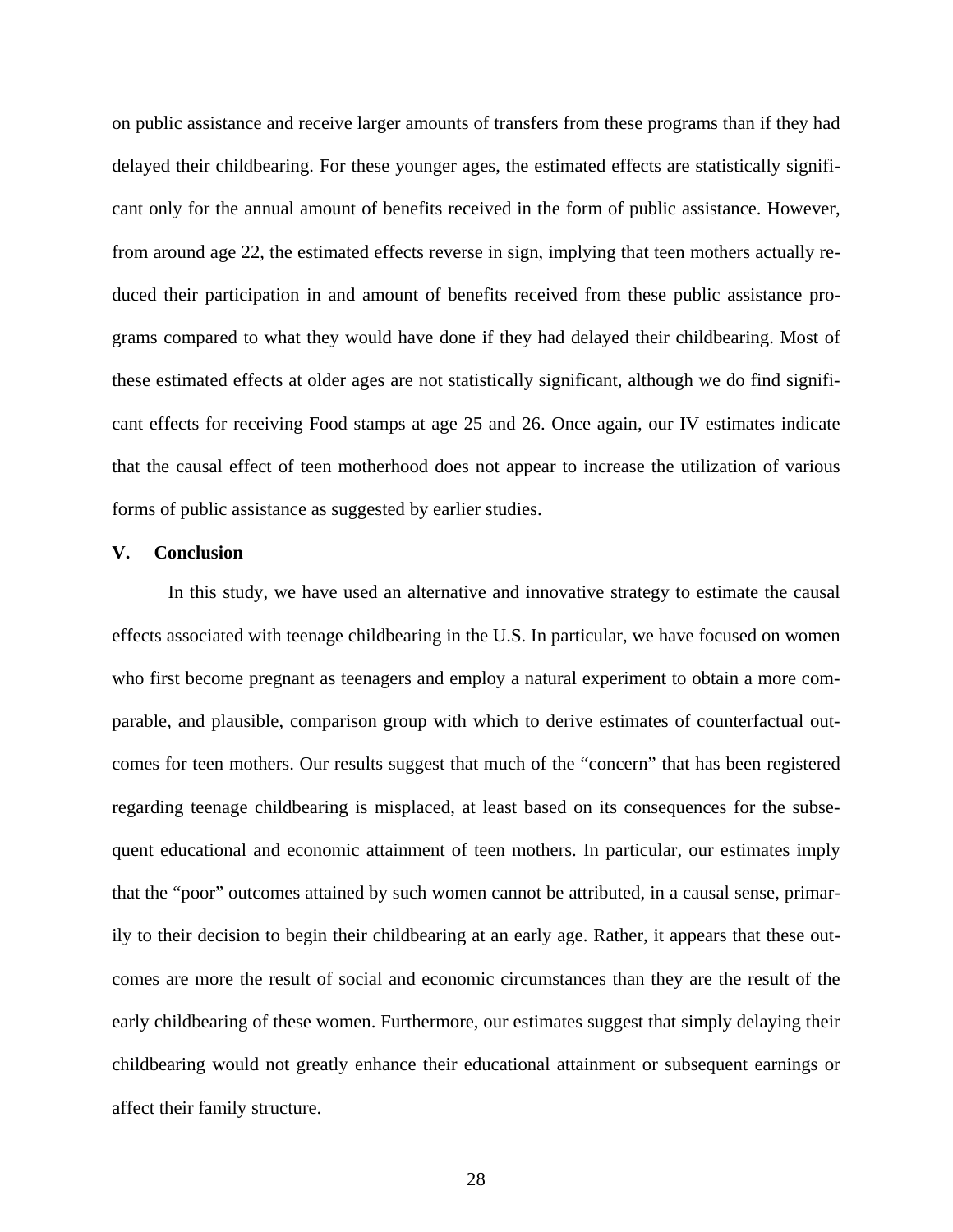on public assistance and receive larger amounts of transfers from these programs than if they had delayed their childbearing. For these younger ages, the estimated effects are statistically significant only for the annual amount of benefits received in the form of public assistance. However, from around age 22, the estimated effects reverse in sign, implying that teen mothers actually reduced their participation in and amount of benefits received from these public assistance programs compared to what they would have done if they had delayed their childbearing. Most of these estimated effects at older ages are not statistically significant, although we do find significant effects for receiving Food stamps at age 25 and 26. Once again, our IV estimates indicate that the causal effect of teen motherhood does not appear to increase the utilization of various forms of public assistance as suggested by earlier studies.

## V. Conclusion

In this study, we have used an alternative and innovative strategy to estimate the causal effects associated with teenage childbearing in the U.S. In particular, we have focused on women who first become pregnant as teenagers and employ a natural experiment to obtain a more comparable, and plausible, comparison group with which to derive estimates of counterfactual outcomes for teen mothers. Our results suggest that much of the "concern" that has been registered regarding teenage childbearing is misplaced, at least based on its consequences for the subsequent educational and economic attainment of teen mothers. In particular, our estimates imply that the "poor" outcomes attained by such women cannot be attributed, in a causal sense, primarily to their decision to begin their childbearing at an early age. Rather, it appears that these outcomes are more the result of social and economic circumstances than they are the result of the early childbearing of these women. Furthermore, our estimates suggest that simply delaying their childbearing would not greatly enhance their educational attainment or subsequent earnings or affect their family structure.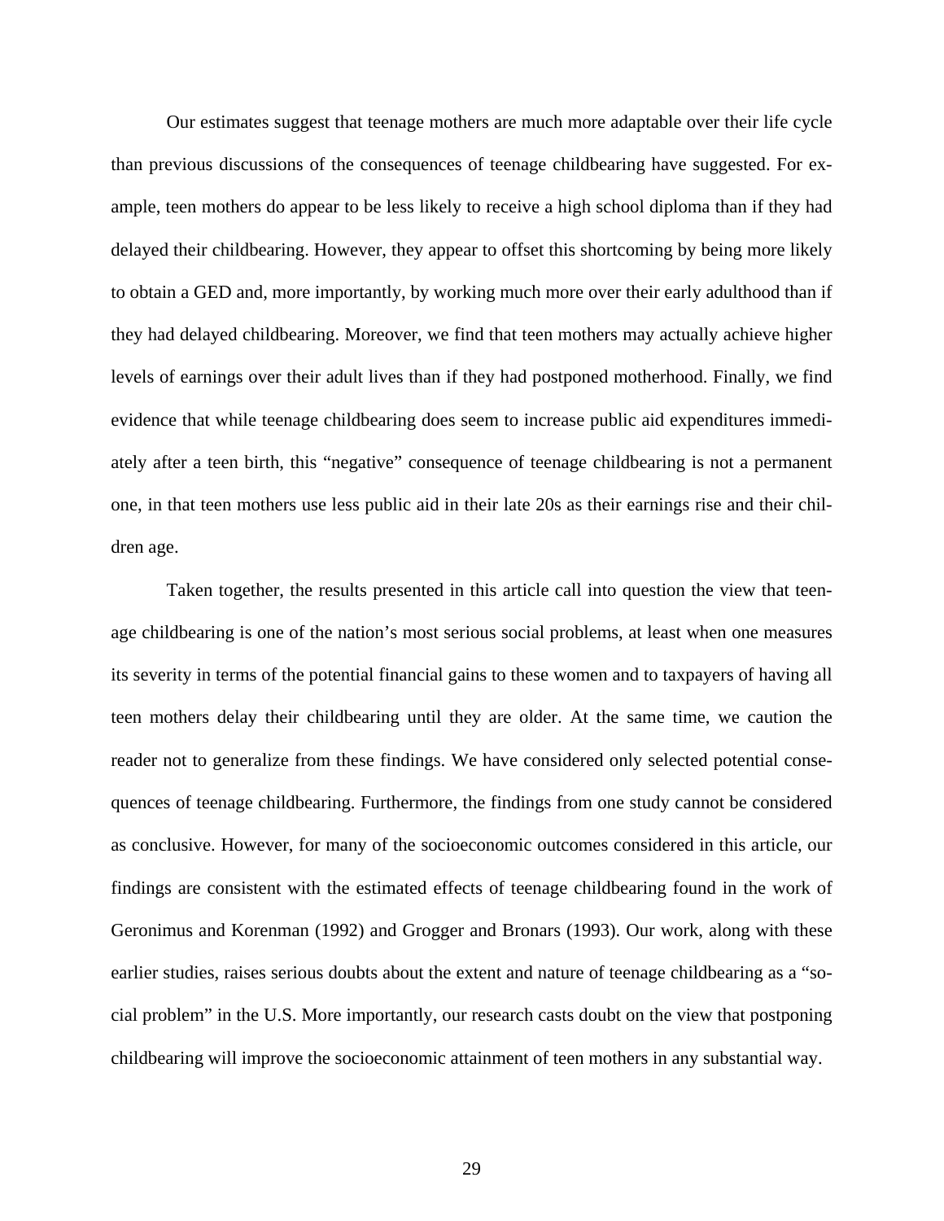Our estimates suggest that teenage mothers are much more adaptable over their life cycle than previous discussions of the consequences of teenage childbearing have suggested. For example, teen mothers do appear to be less likely to receive a high school diploma than if they had delayed their childbearing. However, they appear to offset this shortcoming by being more likely to obtain a GED and, more importantly, by working much more over their early adulthood than if they had delayed childbearing. Moreover, we find that teen mothers may actually achieve higher levels of earnings over their adult lives than if they had postponed motherhood. Finally, we find evidence that while teenage childbearing does seem to increase public aid expenditures immediately after a teen birth, this "negative" consequence of teenage childbearing is not a permanent one, in that teen mothers use less public aid in their late 20s as their earnings rise and their children age.

Taken together, the results presented in this article call into question the view that teenage childbearing is one of the nation's most serious social problems, at least when one measures its severity in terms of the potential financial gains to these women and to taxpayers of having all teen mothers delay their childbearing until they are older. At the same time, we caution the reader not to generalize from these findings. We have considered only selected potential consequences of teenage childbearing. Furthermore, the findings from one study cannot be considered as conclusive. However, for many of the socioeconomic outcomes considered in this article, our findings are consistent with the estimated effects of teenage childbearing found in the work of Geronimus and Korenman (1992) and Grogger and Bronars (1993). Our work, along with these earlier studies, raises serious doubts about the extent and nature of teenage childbearing as a "social problem" in the U.S. More importantly, our research casts doubt on the view that postponing childbearing will improve the socioeconomic attainment of teen mothers in any substantial way.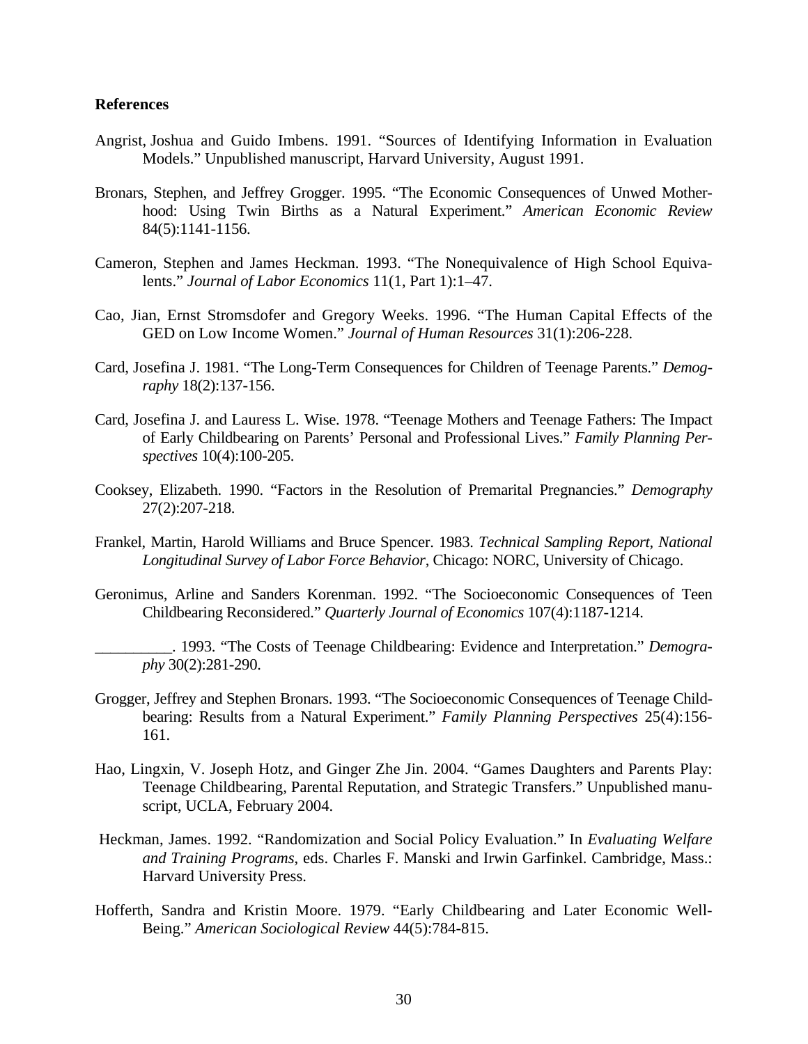**References**

Angrist, Joshua and Guido Imbens. 1991. "Sources of Identifying Information in Evaluation Models." Unpublished manuscript, Harvard University, August 1991.

Bronars, Stephen, and Jeffrey Grogger. 1995. "The Economic Consequences of Unwed Motherhood: Using Twin Births as a Natural Experiment." *American Economic Review* 84(5):1141-1156.

Cameron, Stephen and James Heckman. 1993. "The Nonequivalence of High School Equivalents." *Journal of Labor Economics* 11(1, Part 1):1–47.

Cao, Jian, Ernst Stromsdofer and Gregory Weeks. 1996. "The Human Capital Effects of the GED on Low Income Women." *Journal of Human Resources* 31(1):206-228.

Card, Josefina J. 1981. "The Long-Term Consequences for Children of Teenage Parents." *Demography* 18(2):137-156.

Card, Josefina J. and Lauress L. Wise. 1978. "Teenage Mothers and Teenage Fathers: The Impact of Early Childbearing on Parents' Personal and Professional Lives." *Family Planning Perspectives* 10(4):100-205.

Cooksey, Elizabeth. 1990. "Factors in the Resolution of Premarital Pregnancies." *Demography* 27(2):207-218.

Frankel, Martin, Harold Williams and Bruce Spencer. 1983. *Technical Sampling Report, National Longitudinal Survey of Labor Force Behavior*, Chicago: NORC, University of Chicago.

Geronimus, Arline and Sanders Korenman. 1992. "The Socioeconomic Consequences of Teen Childbearing Reconsidered." *Quarterly Journal of Economics* 107(4):1187-1214.

__________. 1993. "The Costs of Teenage Childbearing: Evidence and Interpretation." *Demography* 30(2):281-290.

Grogger, Jeffrey and Stephen Bronars. 1993. "The Socioeconomic Consequences of Teenage Childbearing: Results from a Natural Experiment." *Family Planning Perspectives* 25(4):156-161.

Hao, Lingxin, V. Joseph Hotz, and Ginger Zhe Jin. 2004. "Games Daughters and Parents Play: Teenage Childbearing, Parental Reputation, and Strategic Transfers." Unpublished manuscript, UCLA, February 2004.

Heckman, James. 1992. "Randomization and Social Policy Evaluation." In *Evaluating Welfare and Training Programs*, eds. Charles F. Manski and Irwin Garfinkel. Cambridge, Mass.: Harvard University Press.

Hofferth, Sandra and Kristin Moore. 1979. "Early Childbearing and Later Economic Well-Being." *American Sociological Review* 44(5):784-815.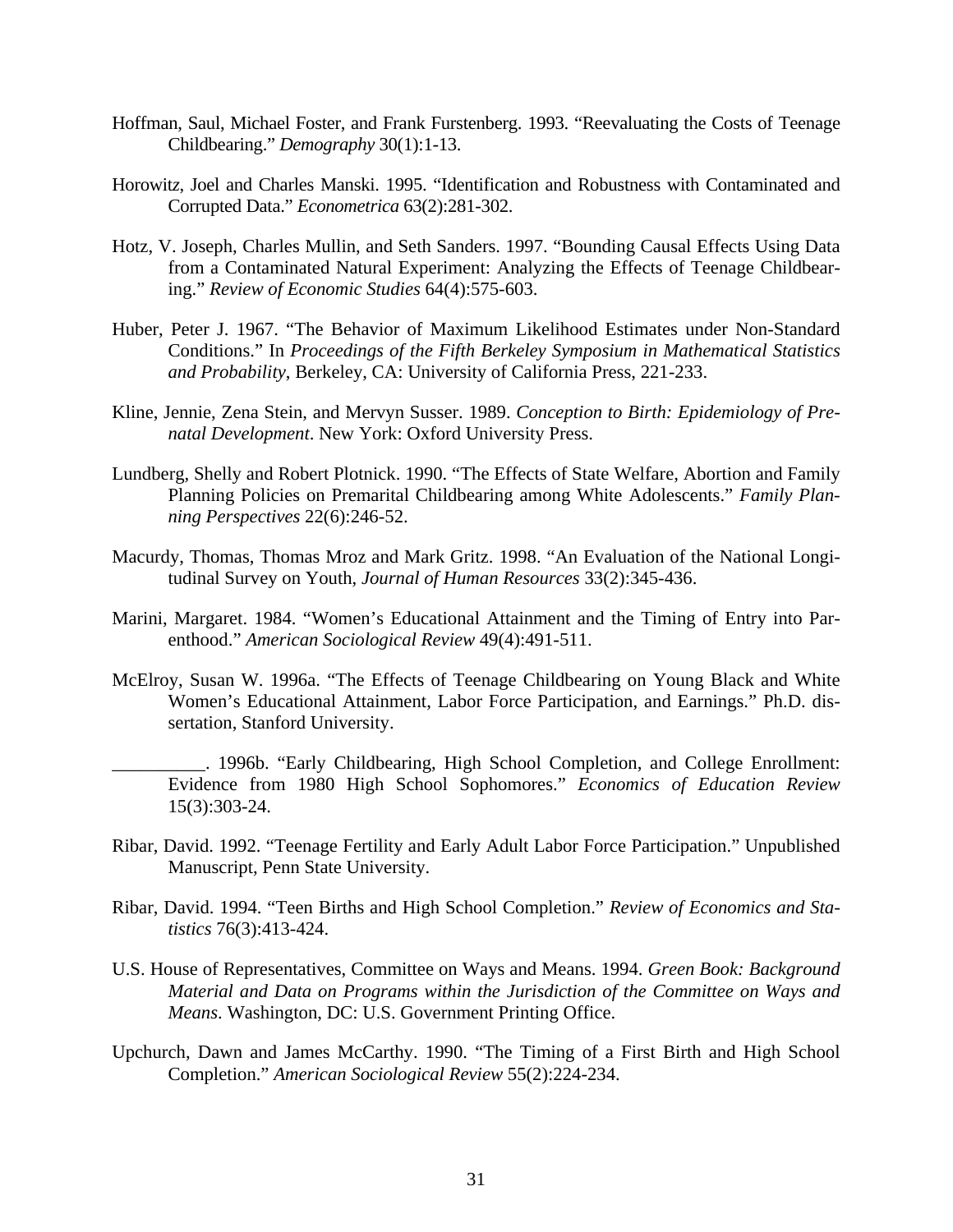Hoffman, Saul, Michael Foster, and Frank Furstenberg. 1993. "Reevaluating the Costs of Teenage Childbearing." *Demography* 30(1):1-13.

Horowitz, Joel and Charles Manski. 1995. "Identification and Robustness with Contaminated and Corrupted Data." *Econometrica* 63(2):281-302.

Hotz, V. Joseph, Charles Mullin, and Seth Sanders. 1997. "Bounding Causal Effects Using Data from a Contaminated Natural Experiment: Analyzing the Effects of Teenage Childbearing." *Review of Economic Studies* 64(4):575-603.

Huber, Peter J. 1967. "The Behavior of Maximum Likelihood Estimates under Non-Standard Conditions." In *Proceedings of the Fifth Berkeley Symposium in Mathematical Statistics and Probability*, Berkeley, CA: University of California Press, 221-233.

Kline, Jennie, Zena Stein, and Mervyn Susser. 1989. *Conception to Birth: Epidemiology of Prenatal Development*. New York: Oxford University Press.

Lundberg, Shelly and Robert Plotnick. 1990. "The Effects of State Welfare, Abortion and Family Planning Policies on Premarital Childbearing among White Adolescents." *Family Planning Perspectives* 22(6):246-52.

Macurdy, Thomas, Thomas Mroz and Mark Gritz. 1998. "An Evaluation of the National Longitudinal Survey on Youth, *Journal of Human Resources* 33(2):345-436.

Marini, Margaret. 1984. "Women's Educational Attainment and the Timing of Entry into Parenthood." *American Sociological Review* 49(4):491-511.

McElroy, Susan W. 1996a. "The Effects of Teenage Childbearing on Young Black and White Women's Educational Attainment, Labor Force Participation, and Earnings." Ph.D. dissertation, Stanford University.

__________. 1996b. "Early Childbearing, High School Completion, and College Enrollment: Evidence from 1980 High School Sophomores." *Economics of Education Review* 15(3):303-24.

Ribar, David. 1992. "Teenage Fertility and Early Adult Labor Force Participation." Unpublished Manuscript, Penn State University.

Ribar, David. 1994. "Teen Births and High School Completion." *Review of Economics and Statistics* 76(3):413-424.

U.S. House of Representatives, Committee on Ways and Means. 1994. *Green Book: Background Material and Data on Programs within the Jurisdiction of the Committee on Ways and Means*. Washington, DC: U.S. Government Printing Office.

Upchurch, Dawn and James McCarthy. 1990. "The Timing of a First Birth and High School Completion." *American Sociological Review* 55(2):224-234.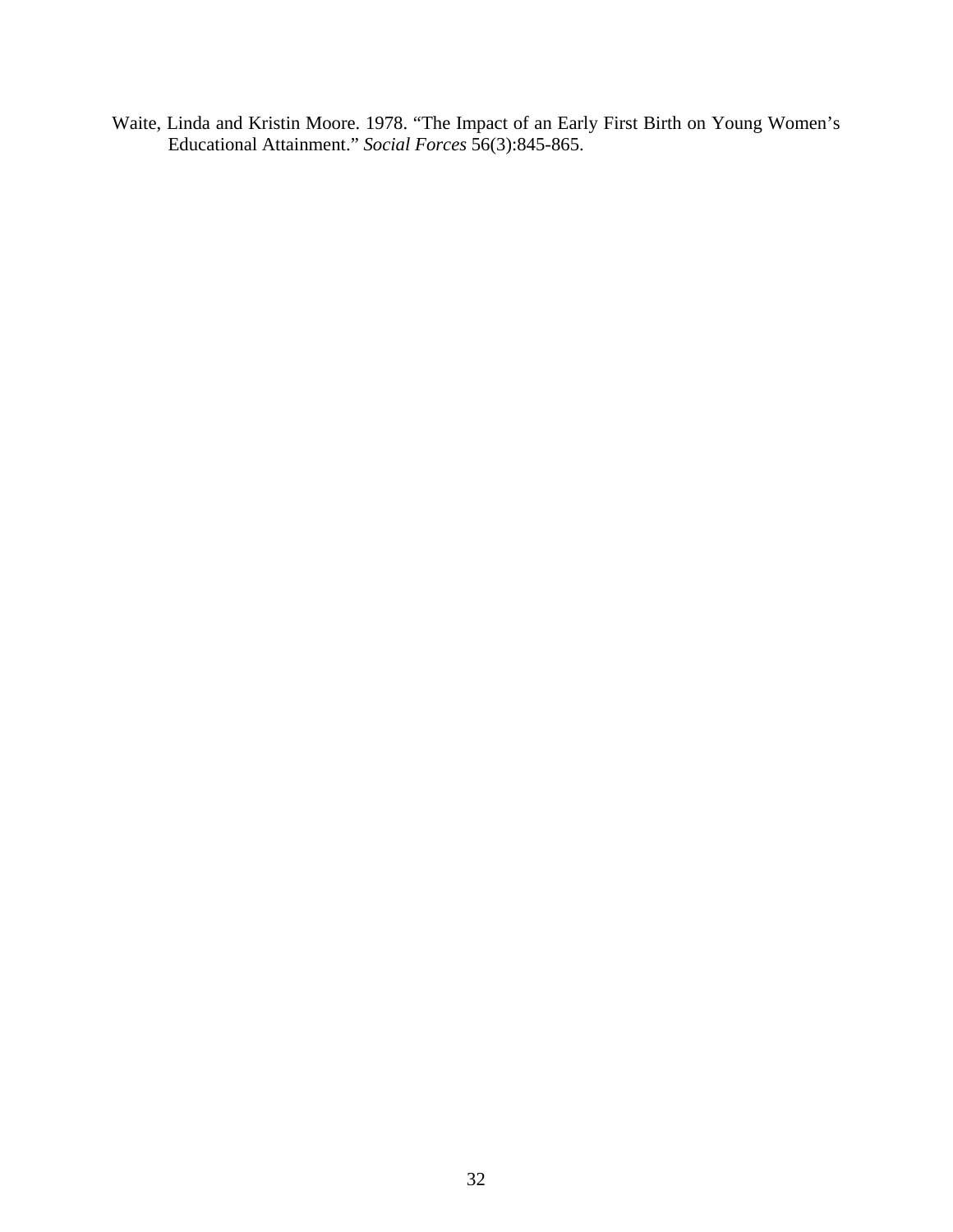Waite, Linda and Kristin Moore. 1978. "The Impact of an Early First Birth on Young Women's Educational Attainment." *Social Forces* 56(3):845-865.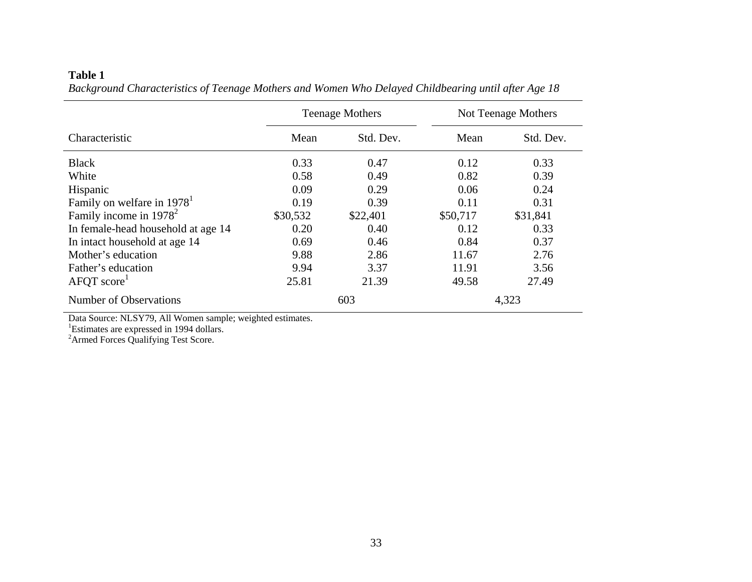**Table 1**

*Background Characteristics of Teenage Mothers and Women Who Delayed Childbearing until after Age 18*

| | Teenage Mothers | | Not Teenage Mothers | |
|---|---|---|---|---|
| Characteristic | Mean | Std. Dev. | Mean | Std. Dev. |
| Black | 0.33 | 0.47 | 0.12 | 0.33 |
| White | 0.58 | 0.49 | 0.82 | 0.39 |
| Hispanic | 0.09 | 0.29 | 0.06 | 0.24 |
| Family on welfare in 1978[1] | 0.19 | 0.39 | 0.11 | 0.31 |
| Family income in 1978[2] | $30,532 | $22,401 | $50,717 | $31,841 |
| In female-head household at age 14 | 0.20 | 0.40 | 0.12 | 0.33 |
| In intact household at age 14 | 0.69 | 0.46 | 0.84 | 0.37 |
| Mother's education | 9.88 | 2.86 | 11.67 | 2.76 |
| Father's education | 9.94 | 3.37 | 11.91 | 3.56 |
| AFQT score[1] | 25.81 | 21.39 | 49.58 | 27.49 |
| Number of Observations | 603 | | 4,323 | |

Data Source: NLSY79, All Women sample; weighted estimates.
[1]Estimates are expressed in 1994 dollars.
[2]Armed Forces Qualifying Test Score.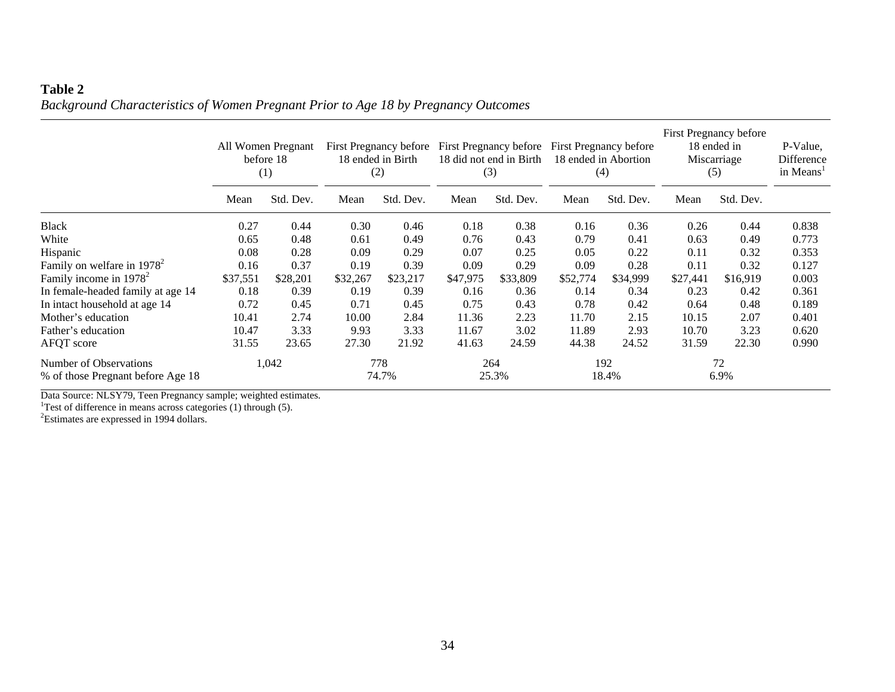**Table 2**
*Background Characteristics of Women Pregnant Prior to Age 18 by Pregnancy Outcomes*

| | All Women Pregnant before 18 (1) | | First Pregnancy before 18 ended in Birth (2) | | First Pregnancy before 18 did not end in Birth (3) | | First Pregnancy before 18 ended in Abortion (4) | | First Pregnancy before 18 ended in Miscarriage (5) | | P-Value, Difference in Means[1] |
|---|---|---|---|---|---|---|---|---|---|---|---|
| | Mean | Std. Dev. | Mean | Std. Dev. | Mean | Std. Dev. | Mean | Std. Dev. | Mean | Std. Dev. | |
| Black | 0.27 | 0.44 | 0.30 | 0.46 | 0.18 | 0.38 | 0.16 | 0.36 | 0.26 | 0.44 | 0.838 |
| White | 0.65 | 0.48 | 0.61 | 0.49 | 0.76 | 0.43 | 0.79 | 0.41 | 0.63 | 0.49 | 0.773 |
| Hispanic | 0.08 | 0.28 | 0.09 | 0.29 | 0.07 | 0.25 | 0.05 | 0.22 | 0.11 | 0.32 | 0.353 |
| Family on welfare in 1978[2] | 0.16 | 0.37 | 0.19 | 0.39 | 0.09 | 0.29 | 0.09 | 0.28 | 0.11 | 0.32 | 0.127 |
| Family income in 1978[2] | $37,551 | $28,201 | $32,267 | $23,217 | $47,975 | $33,809 | $52,774 | $34,999 | $27,441 | $16,919 | 0.003 |
| In female-headed family at age 14 | 0.18 | 0.39 | 0.19 | 0.39 | 0.16 | 0.36 | 0.14 | 0.34 | 0.23 | 0.42 | 0.361 |
| In intact household at age 14 | 0.72 | 0.45 | 0.71 | 0.45 | 0.75 | 0.43 | 0.78 | 0.42 | 0.64 | 0.48 | 0.189 |
| Mother's education | 10.41 | 2.74 | 10.00 | 2.84 | 11.36 | 2.23 | 11.70 | 2.15 | 10.15 | 2.07 | 0.401 |
| Father's education | 10.47 | 3.33 | 9.93 | 3.33 | 11.67 | 3.02 | 11.89 | 2.93 | 10.70 | 3.23 | 0.620 |
| AFQT score | 31.55 | 23.65 | 27.30 | 21.92 | 41.63 | 24.59 | 44.38 | 24.52 | 31.59 | 22.30 | 0.990 |
| Number of Observations | 1,042 | | 778 | | 264 | | 192 | | 72 | | |
| % of those Pregnant before Age 18 | | | 74.7% | | 25.3% | | 18.4% | | 6.9% | | |

Data Source: NLSY79, Teen Pregnancy sample; weighted estimates.
[1]Test of difference in means across categories (1) through (5).
[2]Estimates are expressed in 1994 dollars.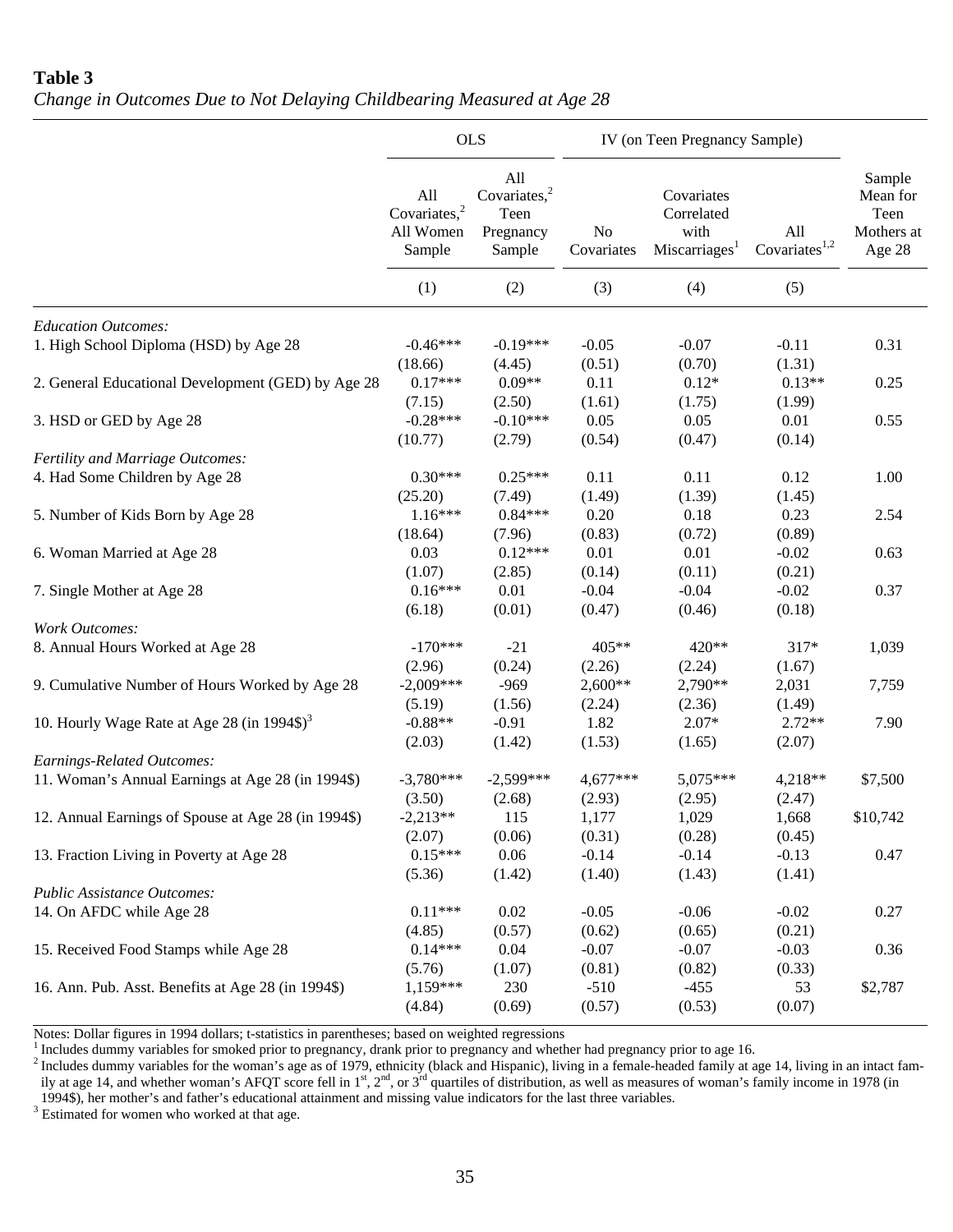**Table 3**

*Change in Outcomes Due to Not Delaying Childbearing Measured at Age 28*

| | OLS | | IV (on Teen Pregnancy Sample) | | | |
|---|---|---|---|---|---|---|
| | All Covariates,[2] All Women Sample | All Covariates,[2] Teen Pregnancy Sample | No Covariates | Covariates Correlated with Miscarriages[1] | All Covariates[1,2] | Sample Mean for Teen Mothers at Age 28 |
| | (1) | (2) | (3) | (4) | (5) | |
| *Education Outcomes:* | | | | | | |
| 1. High School Diploma (HSD) by Age 28 | -0.46*** | -0.19*** | -0.05 | -0.07 | -0.11 | 0.31 |
| | (18.66) | (4.45) | (0.51) | (0.70) | (1.31) | |
| 2. General Educational Development (GED) by Age 28 | 0.17*** | 0.09** | 0.11 | 0.12* | 0.13** | 0.25 |
| | (7.15) | (2.50) | (1.61) | (1.75) | (1.99) | |
| 3. HSD or GED by Age 28 | -0.28*** | -0.10*** | 0.05 | 0.05 | 0.01 | 0.55 |
| | (10.77) | (2.79) | (0.54) | (0.47) | (0.14) | |
| *Fertility and Marriage Outcomes:* | | | | | | |
| 4. Had Some Children by Age 28 | 0.30*** | 0.25*** | 0.11 | 0.11 | 0.12 | 1.00 |
| | (25.20) | (7.49) | (1.49) | (1.39) | (1.45) | |
| 5. Number of Kids Born by Age 28 | 1.16*** | 0.84*** | 0.20 | 0.18 | 0.23 | 2.54 |
| | (18.64) | (7.96) | (0.83) | (0.72) | (0.89) | |
| 6. Woman Married at Age 28 | 0.03 | 0.12*** | 0.01 | 0.01 | -0.02 | 0.63 |
| | (1.07) | (2.85) | (0.14) | (0.11) | (0.21) | |
| 7. Single Mother at Age 28 | 0.16*** | 0.01 | -0.04 | -0.04 | -0.02 | 0.37 |
| | (6.18) | (0.01) | (0.47) | (0.46) | (0.18) | |
| *Work Outcomes:* | | | | | | |
| 8. Annual Hours Worked at Age 28 | -170*** | -21 | 405** | 420** | 317* | 1,039 |
| | (2.96) | (0.24) | (2.26) | (2.24) | (1.67) | |
| 9. Cumulative Number of Hours Worked by Age 28 | -2,009*** | -969 | 2,600** | 2,790** | 2,031 | 7,759 |
| | (5.19) | (1.56) | (2.24) | (2.36) | (1.49) | |
| 10. Hourly Wage Rate at Age 28 (in 1994$)[3] | -0.88** | -0.91 | 1.82 | 2.07* | 2.72** | 7.90 |
| | (2.03) | (1.42) | (1.53) | (1.65) | (2.07) | |
| *Earnings-Related Outcomes:* | | | | | | |
| 11. Woman's Annual Earnings at Age 28 (in 1994$) | -3,780*** | -2,599*** | 4,677*** | 5,075*** | 4,218** | $7,500 |
| | (3.50) | (2.68) | (2.93) | (2.95) | (2.47) | |
| 12. Annual Earnings of Spouse at Age 28 (in 1994$) | -2,213** | 115 | 1,177 | 1,029 | 1,668 | $10,742 |
| | (2.07) | (0.06) | (0.31) | (0.28) | (0.45) | |
| 13. Fraction Living in Poverty at Age 28 | 0.15*** | 0.06 | -0.14 | -0.14 | -0.13 | 0.47 |
| | (5.36) | (1.42) | (1.40) | (1.43) | (1.41) | |
| *Public Assistance Outcomes:* | | | | | | |
| 14. On AFDC while Age 28 | 0.11*** | 0.02 | -0.05 | -0.06 | -0.02 | 0.27 |
| | (4.85) | (0.57) | (0.62) | (0.65) | (0.21) | |
| 15. Received Food Stamps while Age 28 | 0.14*** | 0.04 | -0.07 | -0.07 | -0.03 | 0.36 |
| | (5.76) | (1.07) | (0.81) | (0.82) | (0.33) | |
| 16. Ann. Pub. Asst. Benefits at Age 28 (in 1994$) | 1,159*** | 230 | -510 | -455 | 53 | $2,787 |
| | (4.84) | (0.69) | (0.57) | (0.53) | (0.07) | |

Notes: Dollar figures in 1994 dollars; t-statistics in parentheses; based on weighted regressions

[1] Includes dummy variables for smoked prior to pregnancy, drank prior to pregnancy and whether had pregnancy prior to age 16.

[2] Includes dummy variables for the woman's age as of 1979, ethnicity (black and Hispanic), living in a female-headed family at age 14, living in an intact family at age 14, and whether woman's AFQT score fell in 1st, 2nd, or 3rd quartiles of distribution, as well as measures of woman's family income in 1978 (in 1994$), her mother's and father's educational attainment and missing value indicators for the last three variables.

[3] Estimated for women who worked at that age.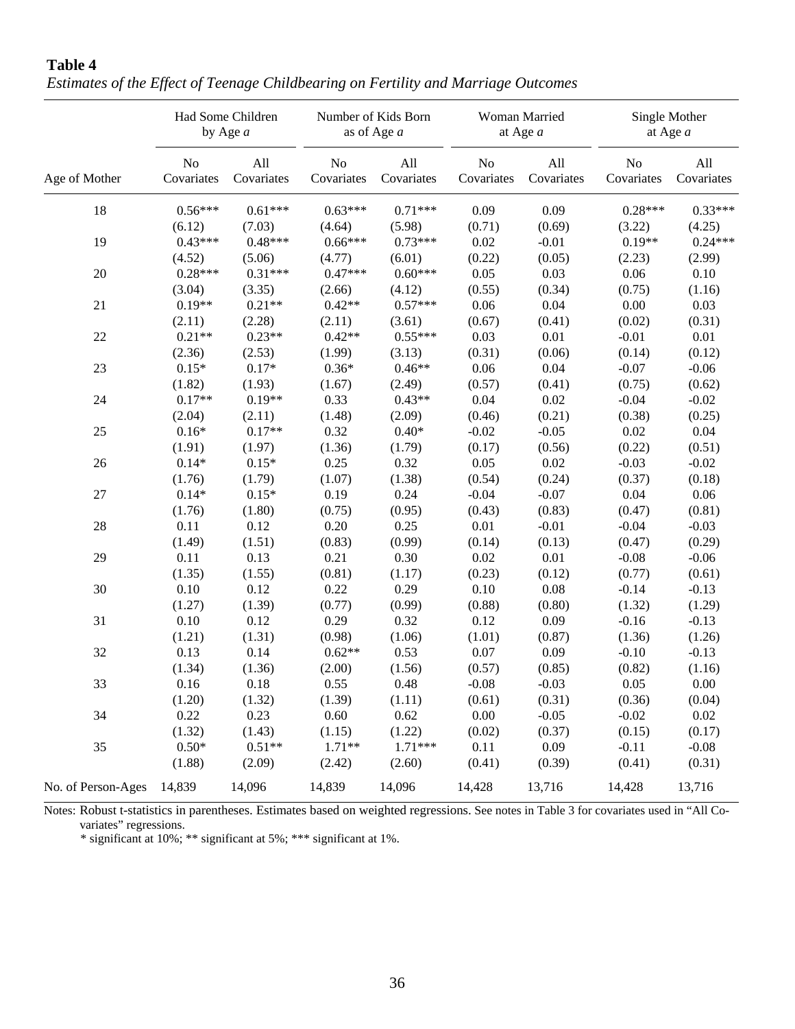**Table 4**
*Estimates of the Effect of Teenage Childbearing on Fertility and Marriage Outcomes*

| | Had Some Children by Age *a* | | Number of Kids Born as of Age *a* | | Woman Married at Age *a* | | Single Mother at Age *a* | |
|---|---|---|---|---|---|---|---|---|
| Age of Mother | No Covariates | All Covariates | No Covariates | All Covariates | No Covariates | All Covariates | No Covariates | All Covariates |
| 18 | 0.56*** | 0.61*** | 0.63*** | 0.71*** | 0.09 | 0.09 | 0.28*** | 0.33*** |
| | (6.12) | (7.03) | (4.64) | (5.98) | (0.71) | (0.69) | (3.22) | (4.25) |
| 19 | 0.43*** | 0.48*** | 0.66*** | 0.73*** | 0.02 | -0.01 | 0.19** | 0.24*** |
| | (4.52) | (5.06) | (4.77) | (6.01) | (0.22) | (0.05) | (2.23) | (2.99) |
| 20 | 0.28*** | 0.31*** | 0.47*** | 0.60*** | 0.05 | 0.03 | 0.06 | 0.10 |
| | (3.04) | (3.35) | (2.66) | (4.12) | (0.55) | (0.34) | (0.75) | (1.16) |
| 21 | 0.19** | 0.21** | 0.42** | 0.57*** | 0.06 | 0.04 | 0.00 | 0.03 |
| | (2.11) | (2.28) | (2.11) | (3.61) | (0.67) | (0.41) | (0.02) | (0.31) |
| 22 | 0.21** | 0.23** | 0.42** | 0.55*** | 0.03 | 0.01 | -0.01 | 0.01 |
| | (2.36) | (2.53) | (1.99) | (3.13) | (0.31) | (0.06) | (0.14) | (0.12) |
| 23 | 0.15* | 0.17* | 0.36* | 0.46** | 0.06 | 0.04 | -0.07 | -0.06 |
| | (1.82) | (1.93) | (1.67) | (2.49) | (0.57) | (0.41) | (0.75) | (0.62) |
| 24 | 0.17** | 0.19** | 0.33 | 0.43** | 0.04 | 0.02 | -0.04 | -0.02 |
| | (2.04) | (2.11) | (1.48) | (2.09) | (0.46) | (0.21) | (0.38) | (0.25) |
| 25 | 0.16* | 0.17** | 0.32 | 0.40* | -0.02 | -0.05 | 0.02 | 0.04 |
| | (1.91) | (1.97) | (1.36) | (1.79) | (0.17) | (0.56) | (0.22) | (0.51) |
| 26 | 0.14* | 0.15* | 0.25 | 0.32 | 0.05 | 0.02 | -0.03 | -0.02 |
| | (1.76) | (1.79) | (1.07) | (1.38) | (0.54) | (0.24) | (0.37) | (0.18) |
| 27 | 0.14* | 0.15* | 0.19 | 0.24 | -0.04 | -0.07 | 0.04 | 0.06 |
| | (1.76) | (1.80) | (0.75) | (0.95) | (0.43) | (0.83) | (0.47) | (0.81) |
| 28 | 0.11 | 0.12 | 0.20 | 0.25 | 0.01 | -0.01 | -0.04 | -0.03 |
| | (1.49) | (1.51) | (0.83) | (0.99) | (0.14) | (0.13) | (0.47) | (0.29) |
| 29 | 0.11 | 0.13 | 0.21 | 0.30 | 0.02 | 0.01 | -0.08 | -0.06 |
| | (1.35) | (1.55) | (0.81) | (1.17) | (0.23) | (0.12) | (0.77) | (0.61) |
| 30 | 0.10 | 0.12 | 0.22 | 0.29 | 0.10 | 0.08 | -0.14 | -0.13 |
| | (1.27) | (1.39) | (0.77) | (0.99) | (0.88) | (0.80) | (1.32) | (1.29) |
| 31 | 0.10 | 0.12 | 0.29 | 0.32 | 0.12 | 0.09 | -0.16 | -0.13 |
| | (1.21) | (1.31) | (0.98) | (1.06) | (1.01) | (0.87) | (1.36) | (1.26) |
| 32 | 0.13 | 0.14 | 0.62** | 0.53 | 0.07 | 0.09 | -0.10 | -0.13 |
| | (1.34) | (1.36) | (2.00) | (1.56) | (0.57) | (0.85) | (0.82) | (1.16) |
| 33 | 0.16 | 0.18 | 0.55 | 0.48 | -0.08 | -0.03 | 0.05 | 0.00 |
| | (1.20) | (1.32) | (1.39) | (1.11) | (0.61) | (0.31) | (0.36) | (0.04) |
| 34 | 0.22 | 0.23 | 0.60 | 0.62 | 0.00 | -0.05 | -0.02 | 0.02 |
| | (1.32) | (1.43) | (1.15) | (1.22) | (0.02) | (0.37) | (0.15) | (0.17) |
| 35 | 0.50* | 0.51** | 1.71** | 1.71*** | 0.11 | 0.09 | -0.11 | -0.08 |
| | (1.88) | (2.09) | (2.42) | (2.60) | (0.41) | (0.39) | (0.41) | (0.31) |
| No. of Person-Ages | 14,839 | 14,096 | 14,839 | 14,096 | 14,428 | 13,716 | 14,428 | 13,716 |

Notes: Robust t-statistics in parentheses. Estimates based on weighted regressions. See notes in Table 3 for covariates used in "All Co-variates" regressions.
* significant at 10%; ** significant at 5%; *** significant at 1%.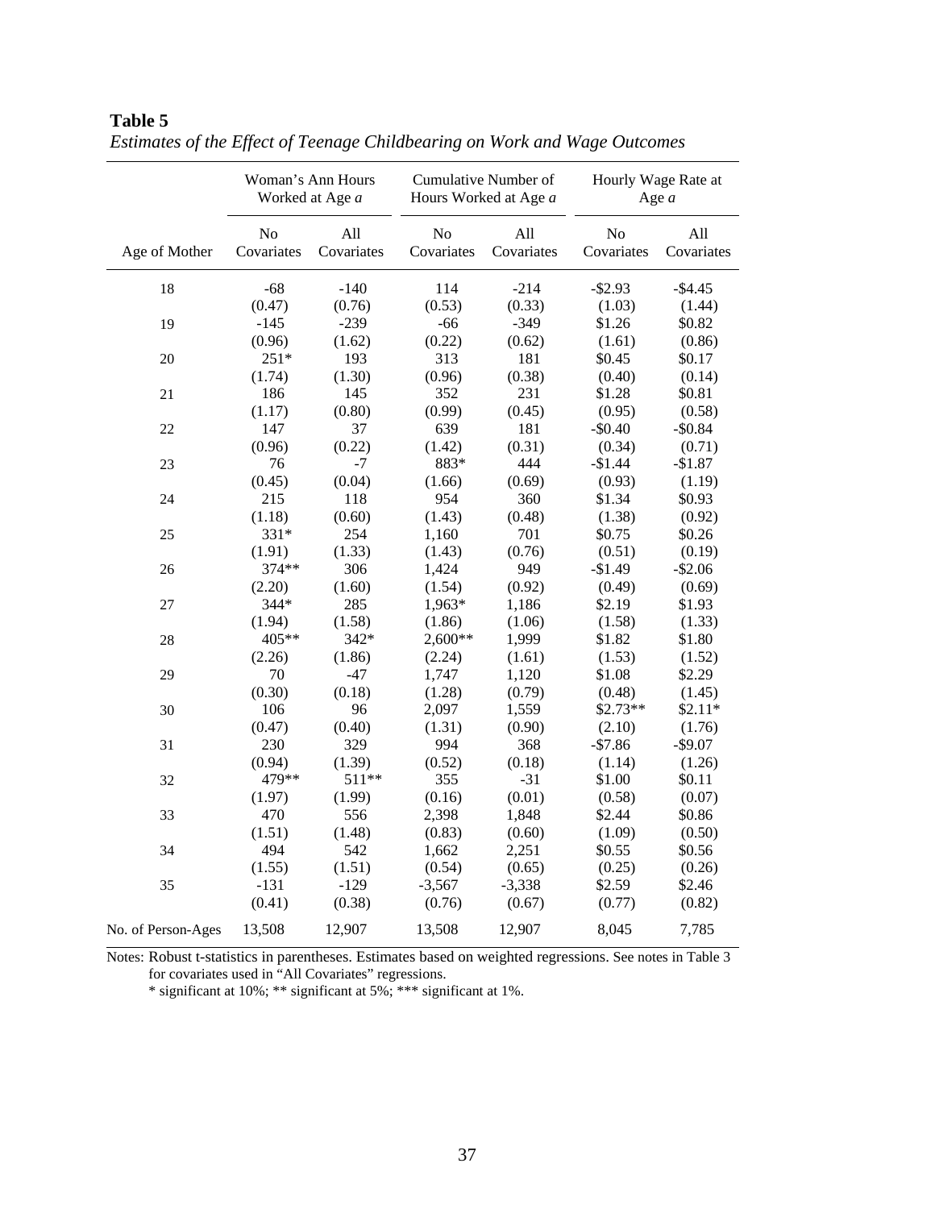**Table 5**
*Estimates of the Effect of Teenage Childbearing on Work and Wage Outcomes*

| | Woman's Ann Hours Worked at Age *a* | | Cumulative Number of Hours Worked at Age *a* | | Hourly Wage Rate at Age *a* | |
|---|---|---|---|---|---|---|
| Age of Mother | No Covariates | All Covariates | No Covariates | All Covariates | No Covariates | All Covariates |
| 18 | -68 | -140 | 114 | -214 | -$2.93 | -$4.45 |
| | (0.47) | (0.76) | (0.53) | (0.33) | (1.03) | (1.44) |
| 19 | -145 | -239 | -66 | -349 | $1.26 | $0.82 |
| | (0.96) | (1.62) | (0.22) | (0.62) | (1.61) | (0.86) |
| 20 | 251* | 193 | 313 | 181 | $0.45 | $0.17 |
| | (1.74) | (1.30) | (0.96) | (0.38) | (0.40) | (0.14) |
| 21 | 186 | 145 | 352 | 231 | $1.28 | $0.81 |
| | (1.17) | (0.80) | (0.99) | (0.45) | (0.95) | (0.58) |
| 22 | 147 | 37 | 639 | 181 | -$0.40 | -$0.84 |
| | (0.96) | (0.22) | (1.42) | (0.31) | (0.34) | (0.71) |
| 23 | 76 | -7 | 883* | 444 | -$1.44 | -$1.87 |
| | (0.45) | (0.04) | (1.66) | (0.69) | (0.93) | (1.19) |
| 24 | 215 | 118 | 954 | 360 | $1.34 | $0.93 |
| | (1.18) | (0.60) | (1.43) | (0.48) | (1.38) | (0.92) |
| 25 | 331* | 254 | 1,160 | 701 | $0.75 | $0.26 |
| | (1.91) | (1.33) | (1.43) | (0.76) | (0.51) | (0.19) |
| 26 | 374** | 306 | 1,424 | 949 | -$1.49 | -$2.06 |
| | (2.20) | (1.60) | (1.54) | (0.92) | (0.49) | (0.69) |
| 27 | 344* | 285 | 1,963* | 1,186 | $2.19 | $1.93 |
| | (1.94) | (1.58) | (1.86) | (1.06) | (1.58) | (1.33) |
| 28 | 405** | 342* | 2,600** | 1,999 | $1.82 | $1.80 |
| | (2.26) | (1.86) | (2.24) | (1.61) | (1.53) | (1.52) |
| 29 | 70 | -47 | 1,747 | 1,120 | $1.08 | $2.29 |
| | (0.30) | (0.18) | (1.28) | (0.79) | (0.48) | (1.45) |
| 30 | 106 | 96 | 2,097 | 1,559 | $2.73** | $2.11* |
| | (0.47) | (0.40) | (1.31) | (0.90) | (2.10) | (1.76) |
| 31 | 230 | 329 | 994 | 368 | -$7.86 | -$9.07 |
| | (0.94) | (1.39) | (0.52) | (0.18) | (1.14) | (1.26) |
| 32 | 479** | 511** | 355 | -31 | $1.00 | $0.11 |
| | (1.97) | (1.99) | (0.16) | (0.01) | (0.58) | (0.07) |
| 33 | 470 | 556 | 2,398 | 1,848 | $2.44 | $0.86 |
| | (1.51) | (1.48) | (0.83) | (0.60) | (1.09) | (0.50) |
| 34 | 494 | 542 | 1,662 | 2,251 | $0.55 | $0.56 |
| | (1.55) | (1.51) | (0.54) | (0.65) | (0.25) | (0.26) |
| 35 | -131 | -129 | -3,567 | -3,338 | $2.59 | $2.46 |
| | (0.41) | (0.38) | (0.76) | (0.67) | (0.77) | (0.82) |
| No. of Person-Ages | 13,508 | 12,907 | 13,508 | 12,907 | 8,045 | 7,785 |

Notes: Robust t-statistics in parentheses. Estimates based on weighted regressions. See notes in Table 3 for covariates used in "All Covariates" regressions.
* significant at 10%; ** significant at 5%; *** significant at 1%.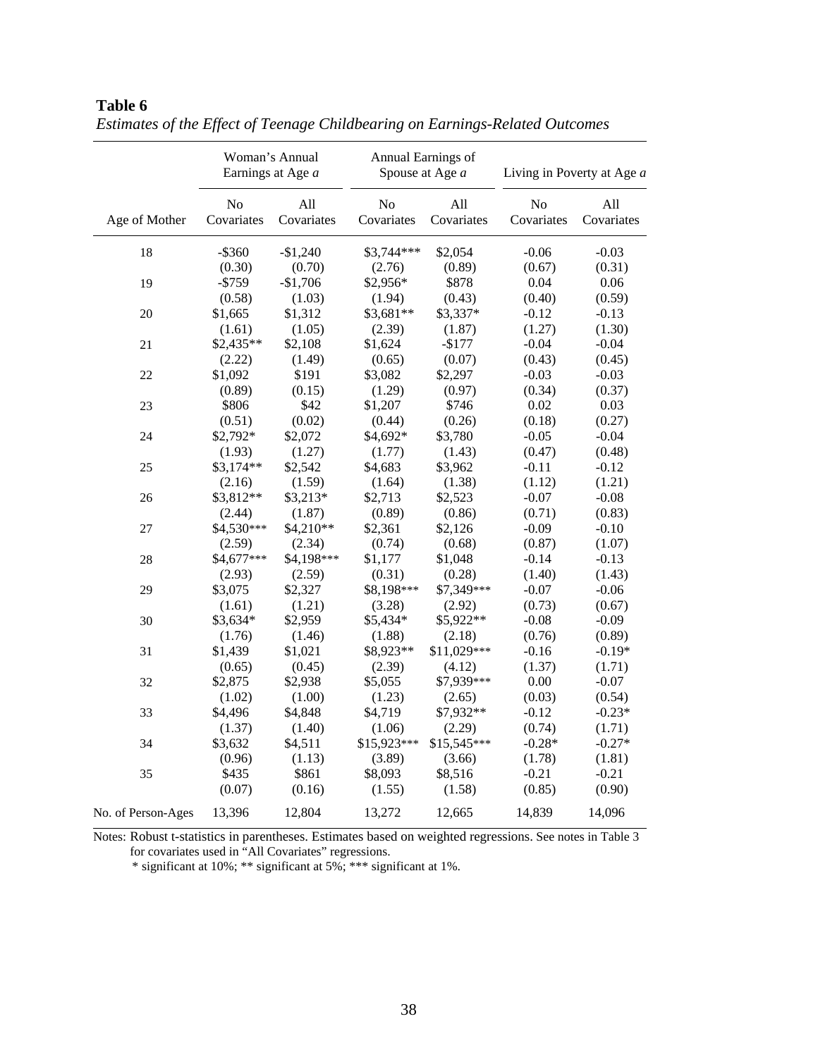**Table 6**

*Estimates of the Effect of Teenage Childbearing on Earnings-Related Outcomes*

| | Woman's Annual Earnings at Age *a* | | Annual Earnings of Spouse at Age *a* | | Living in Poverty at Age *a* | |
|---|---|---|---|---|---|---|
| Age of Mother | No Covariates | All Covariates | No Covariates | All Covariates | No Covariates | All Covariates |
| 18 | -$360 | -$1,240 | $3,744*** | $2,054 | -0.06 | -0.03 |
| | (0.30) | (0.70) | (2.76) | (0.89) | (0.67) | (0.31) |
| 19 | -$759 | -$1,706 | $2,956* | $878 | 0.04 | 0.06 |
| | (0.58) | (1.03) | (1.94) | (0.43) | (0.40) | (0.59) |
| 20 | $1,665 | $1,312 | $3,681** | $3,337* | -0.12 | -0.13 |
| | (1.61) | (1.05) | (2.39) | (1.87) | (1.27) | (1.30) |
| 21 | $2,435** | $2,108 | $1,624 | -$177 | -0.04 | -0.04 |
| | (2.22) | (1.49) | (0.65) | (0.07) | (0.43) | (0.45) |
| 22 | $1,092 | $191 | $3,082 | $2,297 | -0.03 | -0.03 |
| | (0.89) | (0.15) | (1.29) | (0.97) | (0.34) | (0.37) |
| 23 | $806 | $42 | $1,207 | $746 | 0.02 | 0.03 |
| | (0.51) | (0.02) | (0.44) | (0.26) | (0.18) | (0.27) |
| 24 | $2,792* | $2,072 | $4,692* | $3,780 | -0.05 | -0.04 |
| | (1.93) | (1.27) | (1.77) | (1.43) | (0.47) | (0.48) |
| 25 | $3,174** | $2,542 | $4,683 | $3,962 | -0.11 | -0.12 |
| | (2.16) | (1.59) | (1.64) | (1.38) | (1.12) | (1.21) |
| 26 | $3,812** | $3,213* | $2,713 | $2,523 | -0.07 | -0.08 |
| | (2.44) | (1.87) | (0.89) | (0.86) | (0.71) | (0.83) |
| 27 | $4,530*** | $4,210** | $2,361 | $2,126 | -0.09 | -0.10 |
| | (2.59) | (2.34) | (0.74) | (0.68) | (0.87) | (1.07) |
| 28 | $4,677*** | $4,198*** | $1,177 | $1,048 | -0.14 | -0.13 |
| | (2.93) | (2.59) | (0.31) | (0.28) | (1.40) | (1.43) |
| 29 | $3,075 | $2,327 | $8,198*** | $7,349*** | -0.07 | -0.06 |
| | (1.61) | (1.21) | (3.28) | (2.92) | (0.73) | (0.67) |
| 30 | $3,634* | $2,959 | $5,434* | $5,922** | -0.08 | -0.09 |
| | (1.76) | (1.46) | (1.88) | (2.18) | (0.76) | (0.89) |
| 31 | $1,439 | $1,021 | $8,923** | $11,029*** | -0.16 | -0.19* |
| | (0.65) | (0.45) | (2.39) | (4.12) | (1.37) | (1.71) |
| 32 | $2,875 | $2,938 | $5,055 | $7,939*** | 0.00 | -0.07 |
| | (1.02) | (1.00) | (1.23) | (2.65) | (0.03) | (0.54) |
| 33 | $4,496 | $4,848 | $4,719 | $7,932** | -0.12 | -0.23* |
| | (1.37) | (1.40) | (1.06) | (2.29) | (0.74) | (1.71) |
| 34 | $3,632 | $4,511 | $15,923*** | $15,545*** | -0.28* | -0.27* |
| | (0.96) | (1.13) | (3.89) | (3.66) | (1.78) | (1.81) |
| 35 | $435 | $861 | $8,093 | $8,516 | -0.21 | -0.21 |
| | (0.07) | (0.16) | (1.55) | (1.58) | (0.85) | (0.90) |
| No. of Person-Ages | 13,396 | 12,804 | 13,272 | 12,665 | 14,839 | 14,096 |

Notes: Robust t-statistics in parentheses. Estimates based on weighted regressions. See notes in Table 3 for covariates used in "All Covariates" regressions.
* significant at 10%; ** significant at 5%; *** significant at 1%.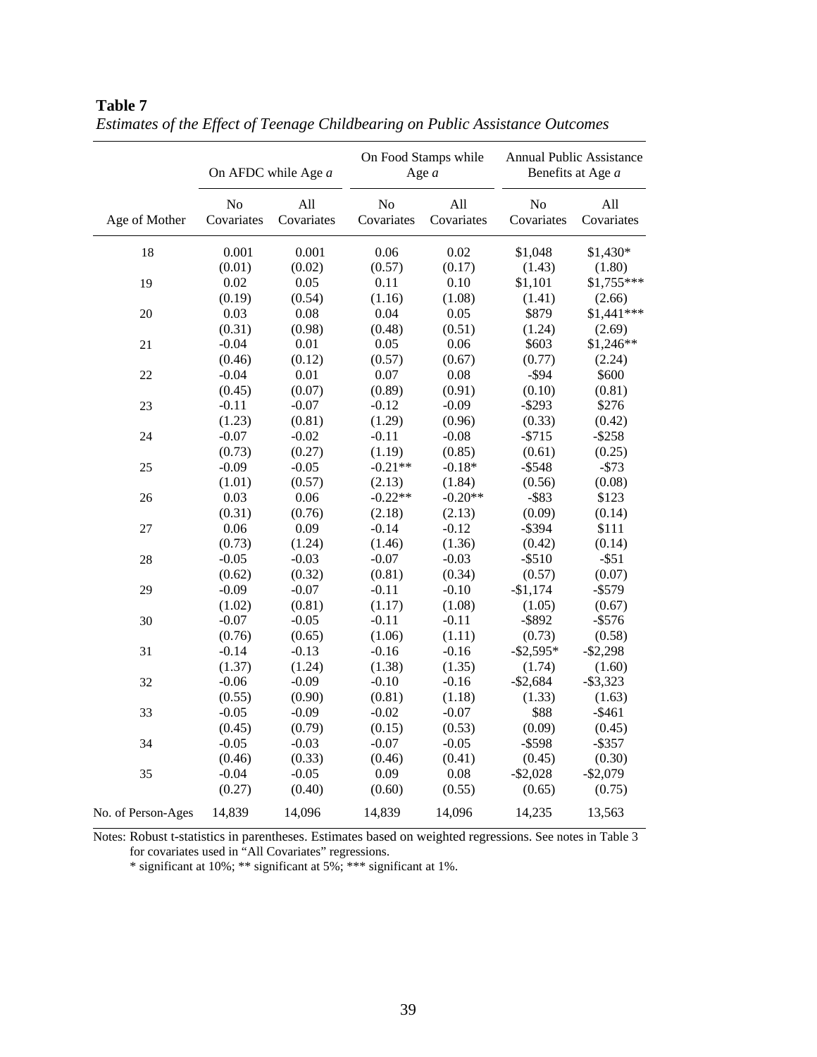**Table 7**

*Estimates of the Effect of Teenage Childbearing on Public Assistance Outcomes*

| | On AFDC while Age *a* | | On Food Stamps while Age *a* | | Annual Public Assistance Benefits at Age *a* | |
|---|---|---|---|---|---|---|
| Age of Mother | No Covariates | All Covariates | No Covariates | All Covariates | No Covariates | All Covariates |
| 18 | 0.001 | 0.001 | 0.06 | 0.02 | $1,048 | $1,430* |
| | (0.01) | (0.02) | (0.57) | (0.17) | (1.43) | (1.80) |
| 19 | 0.02 | 0.05 | 0.11 | 0.10 | $1,101 | $1,755*** |
| | (0.19) | (0.54) | (1.16) | (1.08) | (1.41) | (2.66) |
| 20 | 0.03 | 0.08 | 0.04 | 0.05 | $879 | $1,441*** |
| | (0.31) | (0.98) | (0.48) | (0.51) | (1.24) | (2.69) |
| 21 | -0.04 | 0.01 | 0.05 | 0.06 | $603 | $1,246** |
| | (0.46) | (0.12) | (0.57) | (0.67) | (0.77) | (2.24) |
| 22 | -0.04 | 0.01 | 0.07 | 0.08 | -$94 | $600 |
| | (0.45) | (0.07) | (0.89) | (0.91) | (0.10) | (0.81) |
| 23 | -0.11 | -0.07 | -0.12 | -0.09 | -$293 | $276 |
| | (1.23) | (0.81) | (1.29) | (0.96) | (0.33) | (0.42) |
| 24 | -0.07 | -0.02 | -0.11 | -0.08 | -$715 | -$258 |
| | (0.73) | (0.27) | (1.19) | (0.85) | (0.61) | (0.25) |
| 25 | -0.09 | -0.05 | -0.21** | -0.18* | -$548 | -$73 |
| | (1.01) | (0.57) | (2.13) | (1.84) | (0.56) | (0.08) |
| 26 | 0.03 | 0.06 | -0.22** | -0.20** | -$83 | $123 |
| | (0.31) | (0.76) | (2.18) | (2.13) | (0.09) | (0.14) |
| 27 | 0.06 | 0.09 | -0.14 | -0.12 | -$394 | $111 |
| | (0.73) | (1.24) | (1.46) | (1.36) | (0.42) | (0.14) |
| 28 | -0.05 | -0.03 | -0.07 | -0.03 | -$510 | -$51 |
| | (0.62) | (0.32) | (0.81) | (0.34) | (0.57) | (0.07) |
| 29 | -0.09 | -0.07 | -0.11 | -0.10 | -$1,174 | -$579 |
| | (1.02) | (0.81) | (1.17) | (1.08) | (1.05) | (0.67) |
| 30 | -0.07 | -0.05 | -0.11 | -0.11 | -$892 | -$576 |
| | (0.76) | (0.65) | (1.06) | (1.11) | (0.73) | (0.58) |
| 31 | -0.14 | -0.13 | -0.16 | -0.16 | -$2,595* | -$2,298 |
| | (1.37) | (1.24) | (1.38) | (1.35) | (1.74) | (1.60) |
| 32 | -0.06 | -0.09 | -0.10 | -0.16 | -$2,684 | -$3,323 |
| | (0.55) | (0.90) | (0.81) | (1.18) | (1.33) | (1.63) |
| 33 | -0.05 | -0.09 | -0.02 | -0.07 | $88 | -$461 |
| | (0.45) | (0.79) | (0.15) | (0.53) | (0.09) | (0.45) |
| 34 | -0.05 | -0.03 | -0.07 | -0.05 | -$598 | -$357 |
| | (0.46) | (0.33) | (0.46) | (0.41) | (0.45) | (0.30) |
| 35 | -0.04 | -0.05 | 0.09 | 0.08 | -$2,028 | -$2,079 |
| | (0.27) | (0.40) | (0.60) | (0.55) | (0.65) | (0.75) |
| No. of Person-Ages | 14,839 | 14,096 | 14,839 | 14,096 | 14,235 | 13,563 |

Notes: Robust t-statistics in parentheses. Estimates based on weighted regressions. See notes in Table 3 for covariates used in "All Covariates" regressions.
\* significant at 10%; ** significant at 5%; *** significant at 1%.